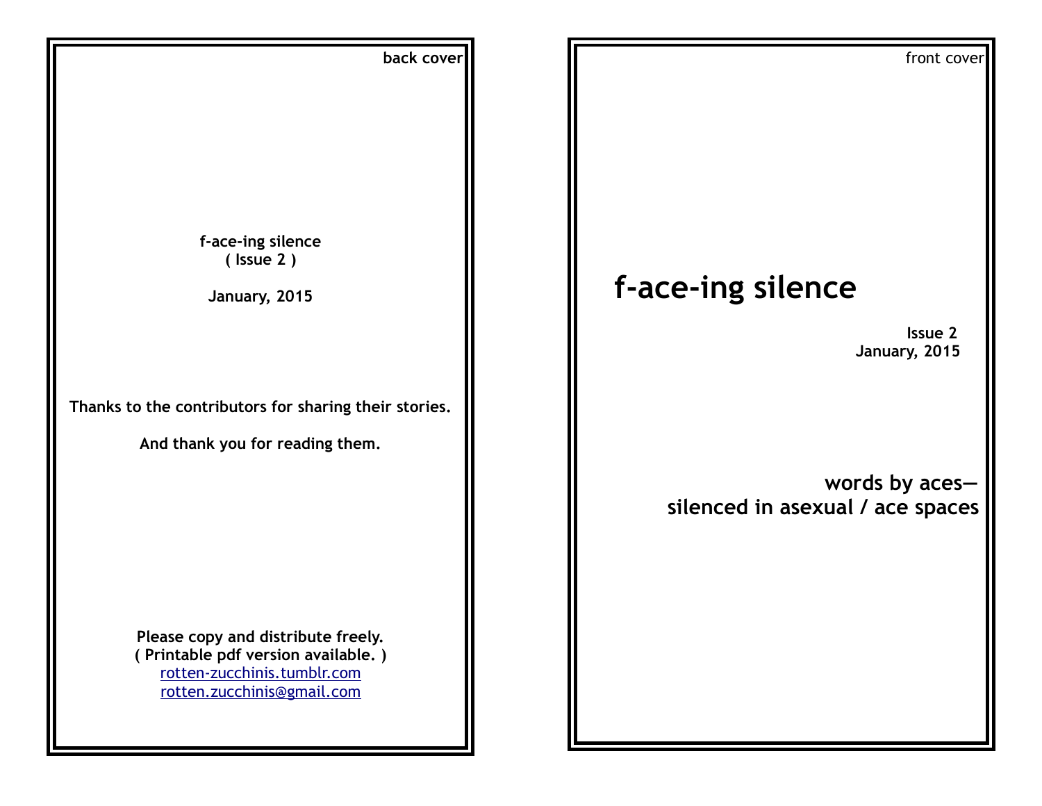back cover

**f-ace-ing silence**
**( Issue 2 )**

**January, 2015**

**Thanks to the contributors for sharing their stories.**

**And thank you for reading them.**

**Please copy and distribute freely.**
**( Printable pdf version available. )**
rotten-zucchinis.tumblr.com
rotten.zucchinis@gmail.com

front cover

# f-ace-ing silence

**Issue 2**
**January, 2015**

**words by aces—**
**silenced in asexual / ace spaces**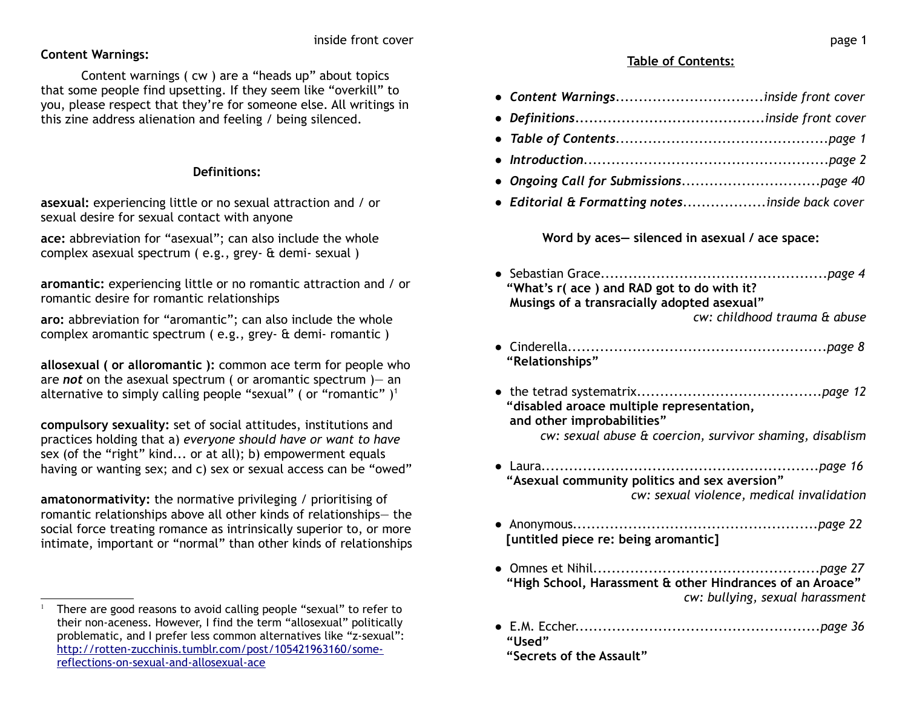## Content Warnings:

Content warnings ( cw ) are a "heads up" about topics that some people find upsetting. If they seem like "overkill" to you, please respect that they're for someone else. All writings in this zine address alienation and feeling / being silenced.

## Definitions:

**asexual:** experiencing little or no sexual attraction and / or sexual desire for sexual contact with anyone

**ace:** abbreviation for "asexual"; can also include the whole complex asexual spectrum ( e.g., grey- & demi- sexual )

**aromantic:** experiencing little or no romantic attraction and / or romantic desire for romantic relationships

**aro:** abbreviation for "aromantic"; can also include the whole complex aromantic spectrum ( e.g., grey- & demi- romantic )

**allosexual ( or alloromantic ):** common ace term for people who are ***not*** on the asexual spectrum ( or aromantic spectrum )— an alternative to simply calling people "sexual" ( or "romantic" )[1]

**compulsory sexuality:** set of social attitudes, institutions and practices holding that a) *everyone should have or want to have* sex (of the "right" kind... or at all); b) empowerment equals having or wanting sex; and c) sex or sexual access can be "owed"

**amatonormativity:** the normative privileging / prioritising of romantic relationships above all other kinds of relationships— the social force treating romance as intrinsically superior to, or more intimate, important or "normal" than other kinds of relationships

[1] There are good reasons to avoid calling people "sexual" to refer to their non-aceness. However, I find the term "allosexual" politically problematic, and I prefer less common alternatives like "z-sexual": http://rotten-zucchinis.tumblr.com/post/105421963160/some-reflections-on-sexual-and-allosexual-ace

## Table of Contents:

- ***Content Warnings***................................*inside front cover*
- ***Definitions***........................................*inside front cover*
- ***Table of Contents***.............................................*page 1*
- ***Introduction***....................................................*page 2*
- ***Ongoing Call for Submissions***..............................*page 40*
- ***Editorial & Formatting notes***..................*inside back cover*

**Word by aces— silenced in asexual / ace space:**

- Sebastian Grace.................................................*page 4*
  **"What's r( ace ) and RAD got to do with it? Musings of a transracially adopted asexual"**
  *cw: childhood trauma & abuse*

- Cinderella........................................................*page 8*
  **"Relationships"**

- the tetrad systematrix........................................*page 12*
  **"disabled aroace multiple representation, and other improbabilities"**
  *cw: sexual abuse & coercion, survivor shaming, disablism*

- Laura...........................................................*page 16*
  **"Asexual community politics and sex aversion"**
  *cw: sexual violence, medical invalidation*

- Anonymous.....................................................*page 22*
  **[untitled piece re: being aromantic]**

- Omnes et Nihil................................................*page 27*
  **"High School, Harassment & other Hindrances of an Aroace"**
  *cw: bullying, sexual harassment*

- E.M. Eccher.....................................................*page 36*
  **"Used"**
  **"Secrets of the Assault"**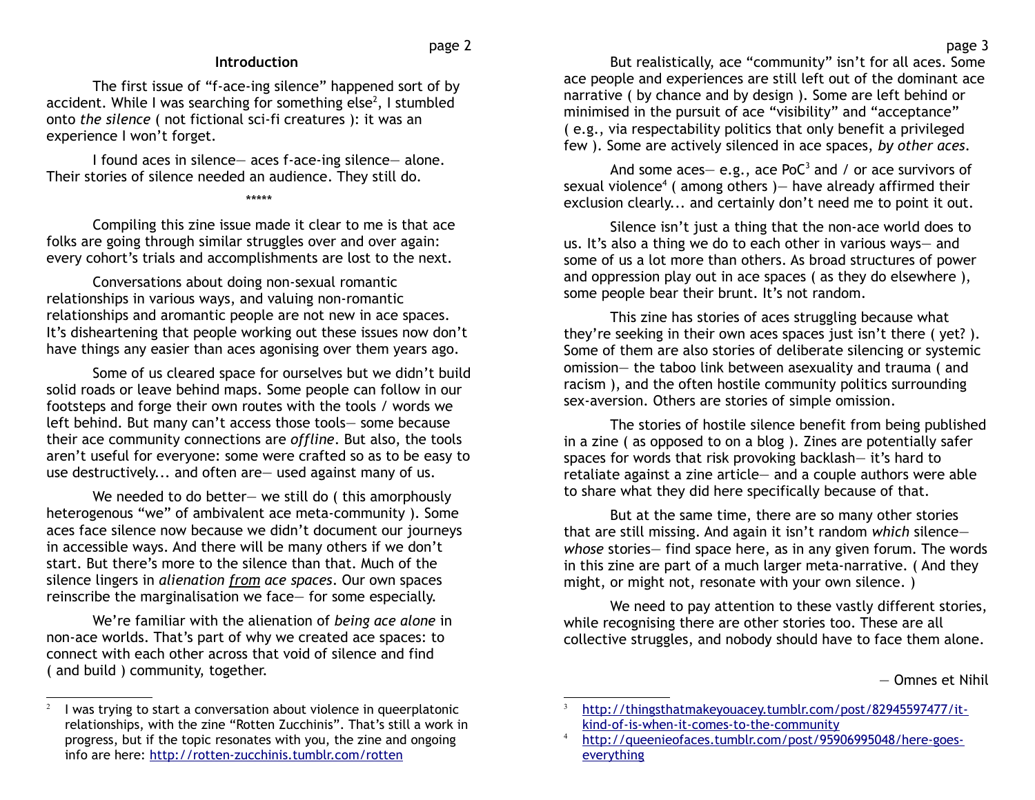## Introduction

The first issue of "f-ace-ing silence" happened sort of by accident. While I was searching for something else[2], I stumbled onto *the silence* ( not fictional sci-fi creatures ): it was an experience I won't forget.

I found aces in silence— aces f-ace-ing silence— alone. Their stories of silence needed an audience. They still do.

\*\*\*\*\*

Compiling this zine issue made it clear to me is that ace folks are going through similar struggles over and over again: every cohort's trials and accomplishments are lost to the next.

Conversations about doing non-sexual romantic relationships in various ways, and valuing non-romantic relationships and aromantic people are not new in ace spaces. It's disheartening that people working out these issues now don't have things any easier than aces agonising over them years ago.

Some of us cleared space for ourselves but we didn't build solid roads or leave behind maps. Some people can follow in our footsteps and forge their own routes with the tools / words we left behind. But many can't access those tools— some because their ace community connections are *offline*. But also, the tools aren't useful for everyone: some were crafted so as to be easy to use destructively... and often are— used against many of us.

We needed to do better— we still do ( this amorphously heterogenous "we" of ambivalent ace meta-community ). Some aces face silence now because we didn't document our journeys in accessible ways. And there will be many others if we don't start. But there's more to the silence than that. Much of the silence lingers in *alienation from ace spaces*. Our own spaces reinscribe the marginalisation we face— for some especially.

We're familiar with the alienation of *being ace alone* in non-ace worlds. That's part of why we created ace spaces: to connect with each other across that void of silence and find ( and build ) community, together.

But realistically, ace "community" isn't for all aces. Some ace people and experiences are still left out of the dominant ace narrative ( by chance and by design ). Some are left behind or minimised in the pursuit of ace "visibility" and "acceptance" ( e.g., via respectability politics that only benefit a privileged few ). Some are actively silenced in ace spaces, *by other aces*.

And some aces— e.g., ace PoC[3] and / or ace survivors of sexual violence[4] ( among others )— have already affirmed their exclusion clearly... and certainly don't need me to point it out.

Silence isn't just a thing that the non-ace world does to us. It's also a thing we do to each other in various ways— and some of us a lot more than others. As broad structures of power and oppression play out in ace spaces ( as they do elsewhere ), some people bear their brunt. It's not random.

This zine has stories of aces struggling because what they're seeking in their own aces spaces just isn't there ( yet? ). Some of them are also stories of deliberate silencing or systemic omission— the taboo link between asexuality and trauma ( and racism ), and the often hostile community politics surrounding sex-aversion. Others are stories of simple omission.

The stories of hostile silence benefit from being published in a zine ( as opposed to on a blog ). Zines are potentially safer spaces for words that risk provoking backlash— it's hard to retaliate against a zine article— and a couple authors were able to share what they did here specifically because of that.

But at the same time, there are so many other stories that are still missing. And again it isn't random *which* silence— *whose* stories— find space here, as in any given forum. The words in this zine are part of a much larger meta-narrative. ( And they might, or might not, resonate with your own silence. )

We need to pay attention to these vastly different stories, while recognising there are other stories too. These are all collective struggles, and nobody should have to face them alone.

— Omnes et Nihil

---

[2] I was trying to start a conversation about violence in queerplatonic relationships, with the zine "Rotten Zucchinis". That's still a work in progress, but if the topic resonates with you, the zine and ongoing info are here: http://rotten-zucchinis.tumblr.com/rotten

[3] http://thingsthatmakeyouacey.tumblr.com/post/82945597477/it-kind-of-is-when-it-comes-to-the-community

[4] http://queenieofaces.tumblr.com/post/95906995048/here-goes-everything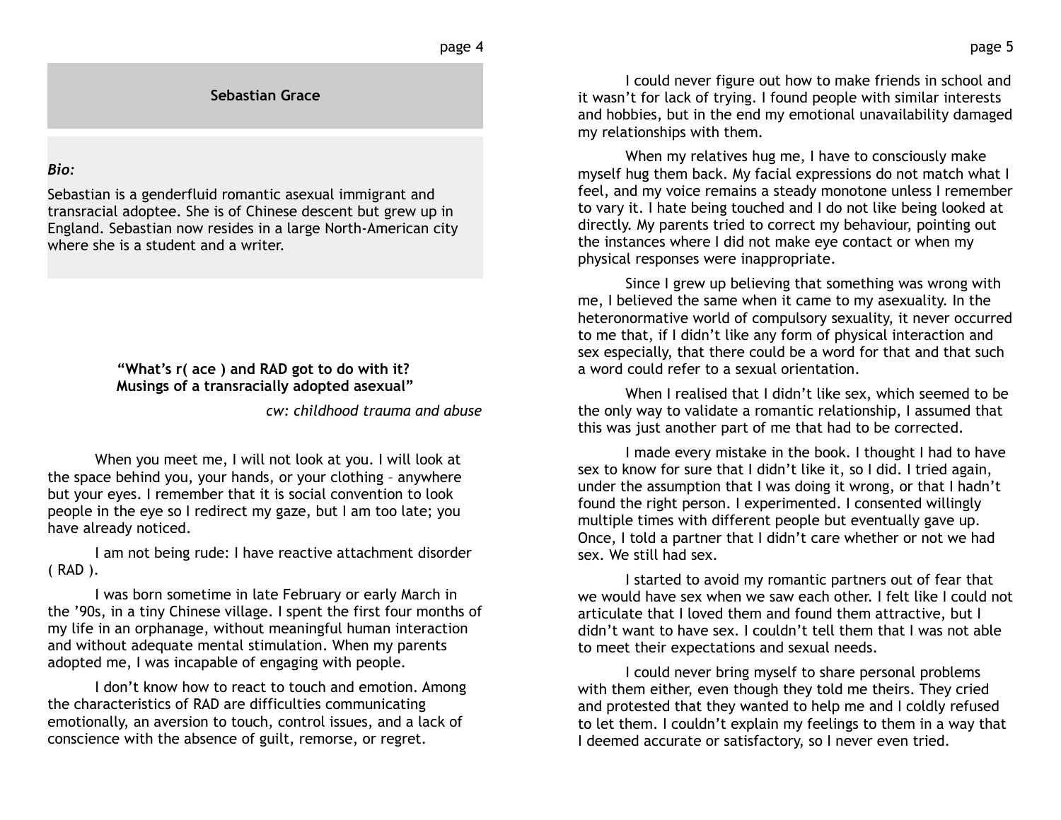## Sebastian Grace

*Bio:*

Sebastian is a genderfluid romantic asexual immigrant and transracial adoptee. She is of Chinese descent but grew up in England. Sebastian now resides in a large North-American city where she is a student and a writer.

### "What's r( ace ) and RAD got to do with it? Musings of a transracially adopted asexual"

*cw: childhood trauma and abuse*

When you meet me, I will not look at you. I will look at the space behind you, your hands, or your clothing – anywhere but your eyes. I remember that it is social convention to look people in the eye so I redirect my gaze, but I am too late; you have already noticed.

I am not being rude: I have reactive attachment disorder ( RAD ).

I was born sometime in late February or early March in the '90s, in a tiny Chinese village. I spent the first four months of my life in an orphanage, without meaningful human interaction and without adequate mental stimulation. When my parents adopted me, I was incapable of engaging with people.

I don't know how to react to touch and emotion. Among the characteristics of RAD are difficulties communicating emotionally, an aversion to touch, control issues, and a lack of conscience with the absence of guilt, remorse, or regret.

I could never figure out how to make friends in school and it wasn't for lack of trying. I found people with similar interests and hobbies, but in the end my emotional unavailability damaged my relationships with them.

When my relatives hug me, I have to consciously make myself hug them back. My facial expressions do not match what I feel, and my voice remains a steady monotone unless I remember to vary it. I hate being touched and I do not like being looked at directly. My parents tried to correct my behaviour, pointing out the instances where I did not make eye contact or when my physical responses were inappropriate.

Since I grew up believing that something was wrong with me, I believed the same when it came to my asexuality. In the heteronormative world of compulsory sexuality, it never occurred to me that, if I didn't like any form of physical interaction and sex especially, that there could be a word for that and that such a word could refer to a sexual orientation.

When I realised that I didn't like sex, which seemed to be the only way to validate a romantic relationship, I assumed that this was just another part of me that had to be corrected.

I made every mistake in the book. I thought I had to have sex to know for sure that I didn't like it, so I did. I tried again, under the assumption that I was doing it wrong, or that I hadn't found the right person. I experimented. I consented willingly multiple times with different people but eventually gave up. Once, I told a partner that I didn't care whether or not we had sex. We still had sex.

I started to avoid my romantic partners out of fear that we would have sex when we saw each other. I felt like I could not articulate that I loved them and found them attractive, but I didn't want to have sex. I couldn't tell them that I was not able to meet their expectations and sexual needs.

I could never bring myself to share personal problems with them either, even though they told me theirs. They cried and protested that they wanted to help me and I coldly refused to let them. I couldn't explain my feelings to them in a way that I deemed accurate or satisfactory, so I never even tried.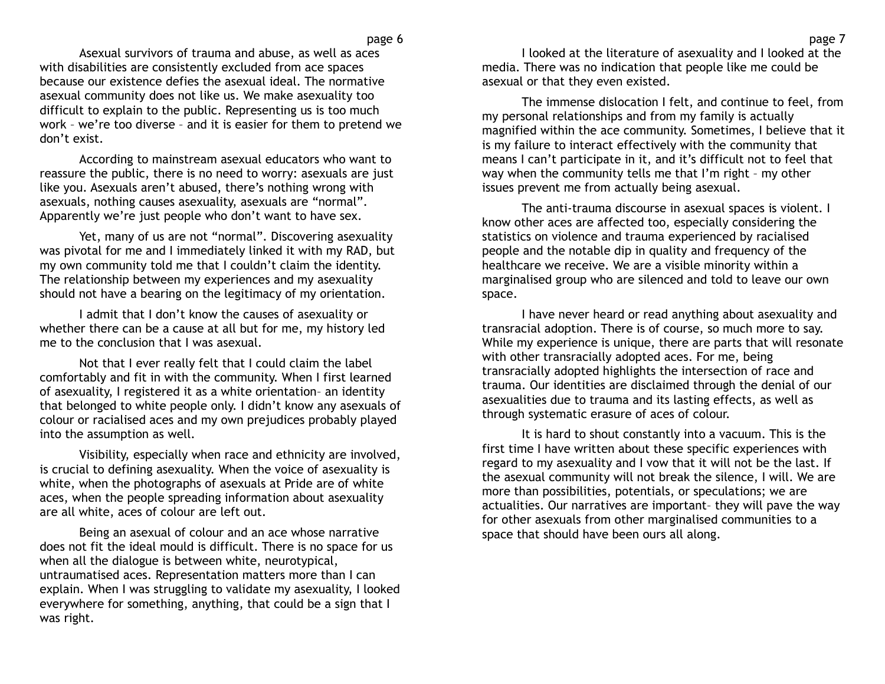Asexual survivors of trauma and abuse, as well as aces with disabilities are consistently excluded from ace spaces because our existence defies the asexual ideal. The normative asexual community does not like us. We make asexuality too difficult to explain to the public. Representing us is too much work – we're too diverse – and it is easier for them to pretend we don't exist.

According to mainstream asexual educators who want to reassure the public, there is no need to worry: asexuals are just like you. Asexuals aren't abused, there's nothing wrong with asexuals, nothing causes asexuality, asexuals are "normal". Apparently we're just people who don't want to have sex.

Yet, many of us are not "normal". Discovering asexuality was pivotal for me and I immediately linked it with my RAD, but my own community told me that I couldn't claim the identity. The relationship between my experiences and my asexuality should not have a bearing on the legitimacy of my orientation.

I admit that I don't know the causes of asexuality or whether there can be a cause at all but for me, my history led me to the conclusion that I was asexual.

Not that I ever really felt that I could claim the label comfortably and fit in with the community. When I first learned of asexuality, I registered it as a white orientation– an identity that belonged to white people only. I didn't know any asexuals of colour or racialised aces and my own prejudices probably played into the assumption as well.

Visibility, especially when race and ethnicity are involved, is crucial to defining asexuality. When the voice of asexuality is white, when the photographs of asexuals at Pride are of white aces, when the people spreading information about asexuality are all white, aces of colour are left out.

Being an asexual of colour and an ace whose narrative does not fit the ideal mould is difficult. There is no space for us when all the dialogue is between white, neurotypical, untraumatised aces. Representation matters more than I can explain. When I was struggling to validate my asexuality, I looked everywhere for something, anything, that could be a sign that I was right.

I looked at the literature of asexuality and I looked at the media. There was no indication that people like me could be asexual or that they even existed.

The immense dislocation I felt, and continue to feel, from my personal relationships and from my family is actually magnified within the ace community. Sometimes, I believe that it is my failure to interact effectively with the community that means I can't participate in it, and it's difficult not to feel that way when the community tells me that I'm right – my other issues prevent me from actually being asexual.

The anti-trauma discourse in asexual spaces is violent. I know other aces are affected too, especially considering the statistics on violence and trauma experienced by racialised people and the notable dip in quality and frequency of the healthcare we receive. We are a visible minority within a marginalised group who are silenced and told to leave our own space.

I have never heard or read anything about asexuality and transracial adoption. There is of course, so much more to say. While my experience is unique, there are parts that will resonate with other transracially adopted aces. For me, being transracially adopted highlights the intersection of race and trauma. Our identities are disclaimed through the denial of our asexualities due to trauma and its lasting effects, as well as through systematic erasure of aces of colour.

It is hard to shout constantly into a vacuum. This is the first time I have written about these specific experiences with regard to my asexuality and I vow that it will not be the last. If the asexual community will not break the silence, I will. We are more than possibilities, potentials, or speculations; we are actualities. Our narratives are important– they will pave the way for other asexuals from other marginalised communities to a space that should have been ours all along.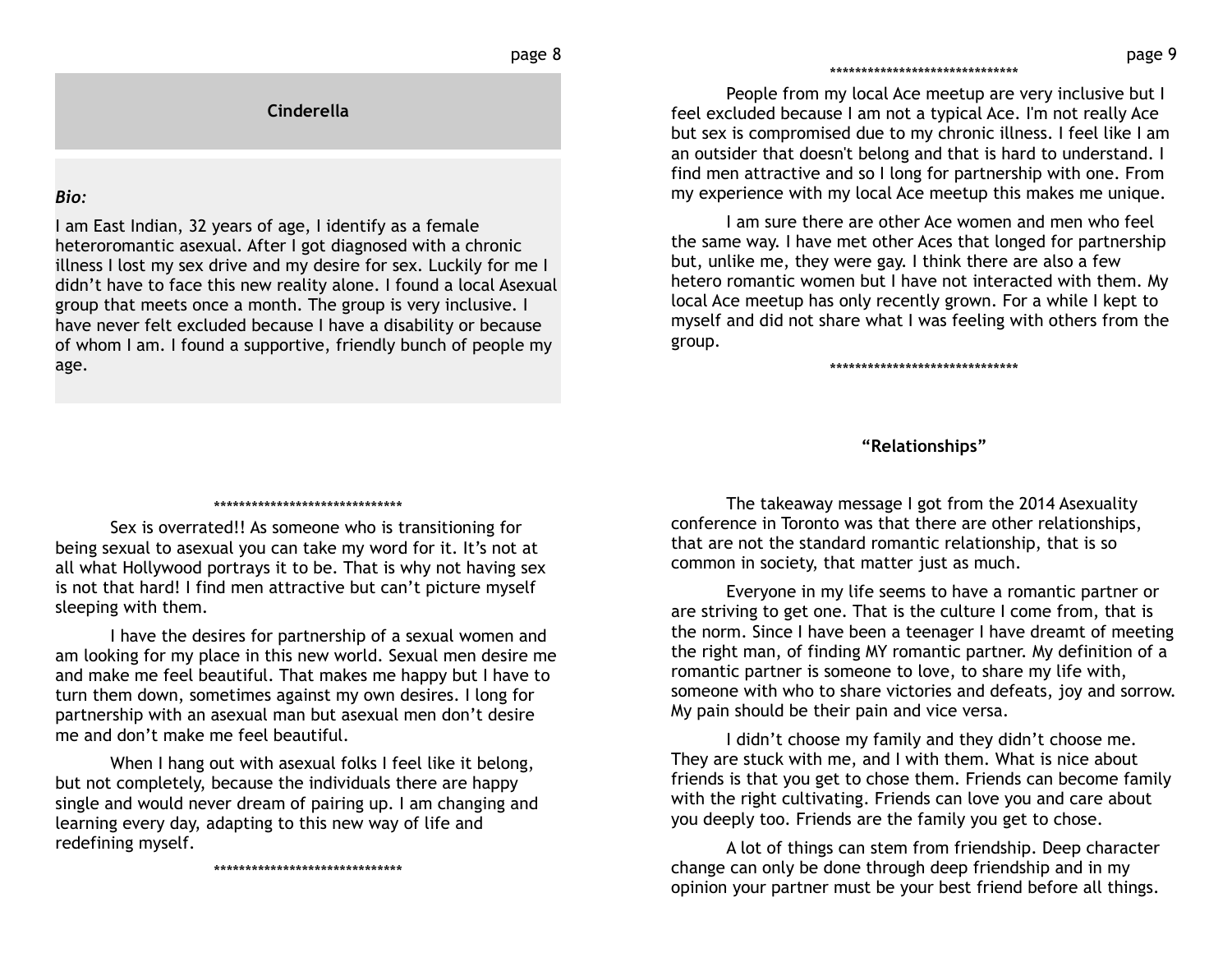## Cinderella

***Bio:***

I am East Indian, 32 years of age, I identify as a female heteroromantic asexual. After I got diagnosed with a chronic illness I lost my sex drive and my desire for sex. Luckily for me I didn't have to face this new reality alone. I found a local Asexual group that meets once a month. The group is very inclusive. I have never felt excluded because I have a disability or because of whom I am. I found a supportive, friendly bunch of people my age.

******************************

Sex is overrated!! As someone who is transitioning for being sexual to asexual you can take my word for it. It's not at all what Hollywood portrays it to be. That is why not having sex is not that hard! I find men attractive but can't picture myself sleeping with them.

I have the desires for partnership of a sexual women and am looking for my place in this new world. Sexual men desire me and make me feel beautiful. That makes me happy but I have to turn them down, sometimes against my own desires. I long for partnership with an asexual man but asexual men don't desire me and don't make me feel beautiful.

When I hang out with asexual folks I feel like it belong, but not completely, because the individuals there are happy single and would never dream of pairing up. I am changing and learning every day, adapting to this new way of life and redefining myself.

******************************

******************************

People from my local Ace meetup are very inclusive but I feel excluded because I am not a typical Ace. I'm not really Ace but sex is compromised due to my chronic illness. I feel like I am an outsider that doesn't belong and that is hard to understand. I find men attractive and so I long for partnership with one. From my experience with my local Ace meetup this makes me unique.

I am sure there are other Ace women and men who feel the same way. I have met other Aces that longed for partnership but, unlike me, they were gay. I think there are also a few hetero romantic women but I have not interacted with them. My local Ace meetup has only recently grown. For a while I kept to myself and did not share what I was feeling with others from the group.

******************************

### "Relationships"

The takeaway message I got from the 2014 Asexuality conference in Toronto was that there are other relationships, that are not the standard romantic relationship, that is so common in society, that matter just as much.

Everyone in my life seems to have a romantic partner or are striving to get one. That is the culture I come from, that is the norm. Since I have been a teenager I have dreamt of meeting the right man, of finding MY romantic partner. My definition of a romantic partner is someone to love, to share my life with, someone with who to share victories and defeats, joy and sorrow. My pain should be their pain and vice versa.

I didn't choose my family and they didn't choose me. They are stuck with me, and I with them. What is nice about friends is that you get to chose them. Friends can become family with the right cultivating. Friends can love you and care about you deeply too. Friends are the family you get to chose.

A lot of things can stem from friendship. Deep character change can only be done through deep friendship and in my opinion your partner must be your best friend before all things.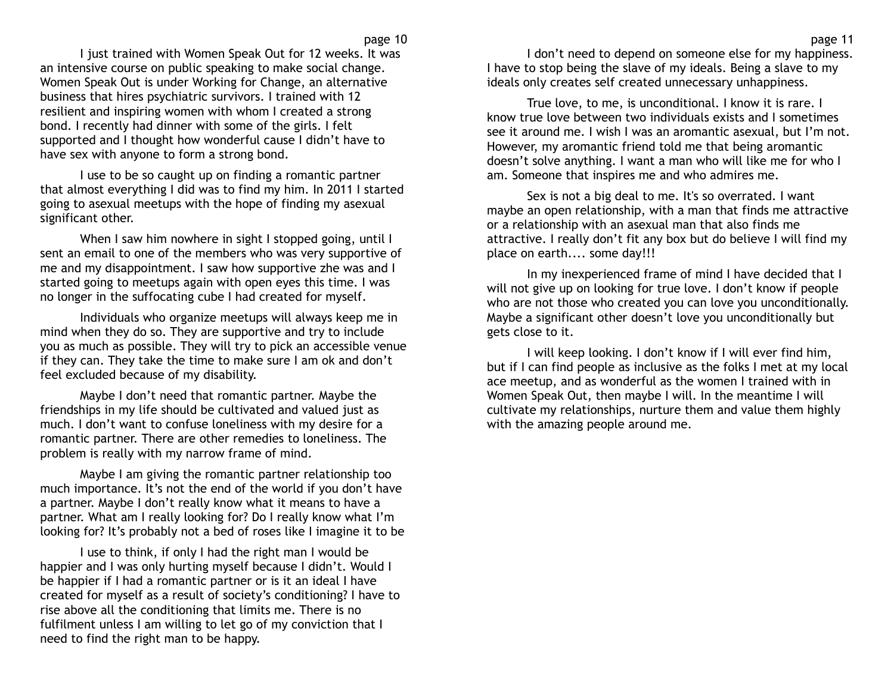I just trained with Women Speak Out for 12 weeks. It was an intensive course on public speaking to make social change. Women Speak Out is under Working for Change, an alternative business that hires psychiatric survivors. I trained with 12 resilient and inspiring women with whom I created a strong bond. I recently had dinner with some of the girls. I felt supported and I thought how wonderful cause I didn't have to have sex with anyone to form a strong bond.

I use to be so caught up on finding a romantic partner that almost everything I did was to find my him. In 2011 I started going to asexual meetups with the hope of finding my asexual significant other.

When I saw him nowhere in sight I stopped going, until I sent an email to one of the members who was very supportive of me and my disappointment. I saw how supportive zhe was and I started going to meetups again with open eyes this time. I was no longer in the suffocating cube I had created for myself.

Individuals who organize meetups will always keep me in mind when they do so. They are supportive and try to include you as much as possible. They will try to pick an accessible venue if they can. They take the time to make sure I am ok and don't feel excluded because of my disability.

Maybe I don't need that romantic partner. Maybe the friendships in my life should be cultivated and valued just as much. I don't want to confuse loneliness with my desire for a romantic partner. There are other remedies to loneliness. The problem is really with my narrow frame of mind.

Maybe I am giving the romantic partner relationship too much importance. It's not the end of the world if you don't have a partner. Maybe I don't really know what it means to have a partner. What am I really looking for? Do I really know what I'm looking for? It's probably not a bed of roses like I imagine it to be

I use to think, if only I had the right man I would be happier and I was only hurting myself because I didn't. Would I be happier if I had a romantic partner or is it an ideal I have created for myself as a result of society's conditioning? I have to rise above all the conditioning that limits me. There is no fulfilment unless I am willing to let go of my conviction that I need to find the right man to be happy.

I don't need to depend on someone else for my happiness. I have to stop being the slave of my ideals. Being a slave to my ideals only creates self created unnecessary unhappiness.

True love, to me, is unconditional. I know it is rare. I know true love between two individuals exists and I sometimes see it around me. I wish I was an aromantic asexual, but I'm not. However, my aromantic friend told me that being aromantic doesn't solve anything. I want a man who will like me for who I am. Someone that inspires me and who admires me.

Sex is not a big deal to me. It's so overrated. I want maybe an open relationship, with a man that finds me attractive or a relationship with an asexual man that also finds me attractive. I really don't fit any box but do believe I will find my place on earth.... some day!!!

In my inexperienced frame of mind I have decided that I will not give up on looking for true love. I don't know if people who are not those who created you can love you unconditionally. Maybe a significant other doesn't love you unconditionally but gets close to it.

I will keep looking. I don't know if I will ever find him, but if I can find people as inclusive as the folks I met at my local ace meetup, and as wonderful as the women I trained with in Women Speak Out, then maybe I will. In the meantime I will cultivate my relationships, nurture them and value them highly with the amazing people around me.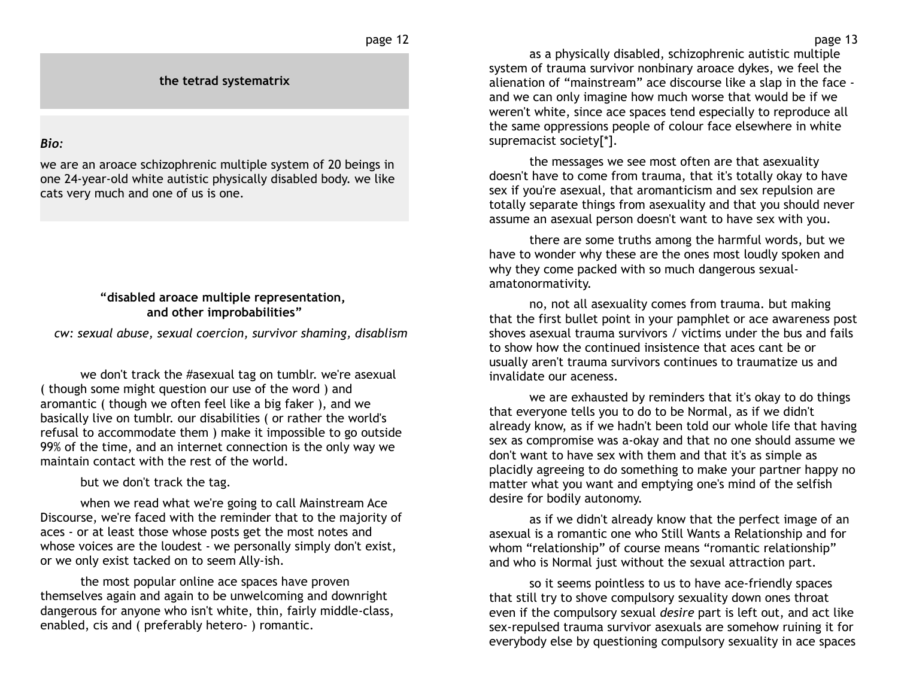## the tetrad systematrix

*Bio:*

we are an aroace schizophrenic multiple system of 20 beings in one 24-year-old white autistic physically disabled body. we like cats very much and one of us is one.

### "disabled aroace multiple representation, and other improbabilities"

*cw: sexual abuse, sexual coercion, survivor shaming, disablism*

we don't track the #asexual tag on tumblr. we're asexual ( though some might question our use of the word ) and aromantic ( though we often feel like a big faker ), and we basically live on tumblr. our disabilities ( or rather the world's refusal to accommodate them ) make it impossible to go outside 99% of the time, and an internet connection is the only way we maintain contact with the rest of the world.

but we don't track the tag.

when we read what we're going to call Mainstream Ace Discourse, we're faced with the reminder that to the majority of aces - or at least those whose posts get the most notes and whose voices are the loudest - we personally simply don't exist, or we only exist tacked on to seem Ally-ish.

the most popular online ace spaces have proven themselves again and again to be unwelcoming and downright dangerous for anyone who isn't white, thin, fairly middle-class, enabled, cis and ( preferably hetero- ) romantic.

as a physically disabled, schizophrenic autistic multiple system of trauma survivor nonbinary aroace dykes, we feel the alienation of "mainstream" ace discourse like a slap in the face - and we can only imagine how much worse that would be if we weren't white, since ace spaces tend especially to reproduce all the same oppressions people of colour face elsewhere in white supremacist society[*].

the messages we see most often are that asexuality doesn't have to come from trauma, that it's totally okay to have sex if you're asexual, that aromanticism and sex repulsion are totally separate things from asexuality and that you should never assume an asexual person doesn't want to have sex with you.

there are some truths among the harmful words, but we have to wonder why these are the ones most loudly spoken and why they come packed with so much dangerous sexual-amatonormativity.

no, not all asexuality comes from trauma. but making that the first bullet point in your pamphlet or ace awareness post shoves asexual trauma survivors / victims under the bus and fails to show how the continued insistence that aces cant be or usually aren't trauma survivors continues to traumatize us and invalidate our aceness.

we are exhausted by reminders that it's okay to do things that everyone tells you to do to be Normal, as if we didn't already know, as if we hadn't been told our whole life that having sex as compromise was a-okay and that no one should assume we don't want to have sex with them and that it's as simple as placidly agreeing to do something to make your partner happy no matter what you want and emptying one's mind of the selfish desire for bodily autonomy.

as if we didn't already know that the perfect image of an asexual is a romantic one who Still Wants a Relationship and for whom "relationship" of course means "romantic relationship" and who is Normal just without the sexual attraction part.

so it seems pointless to us to have ace-friendly spaces that still try to shove compulsory sexuality down ones throat even if the compulsory sexual *desire* part is left out, and act like sex-repulsed trauma survivor asexuals are somehow ruining it for everybody else by questioning compulsory sexuality in ace spaces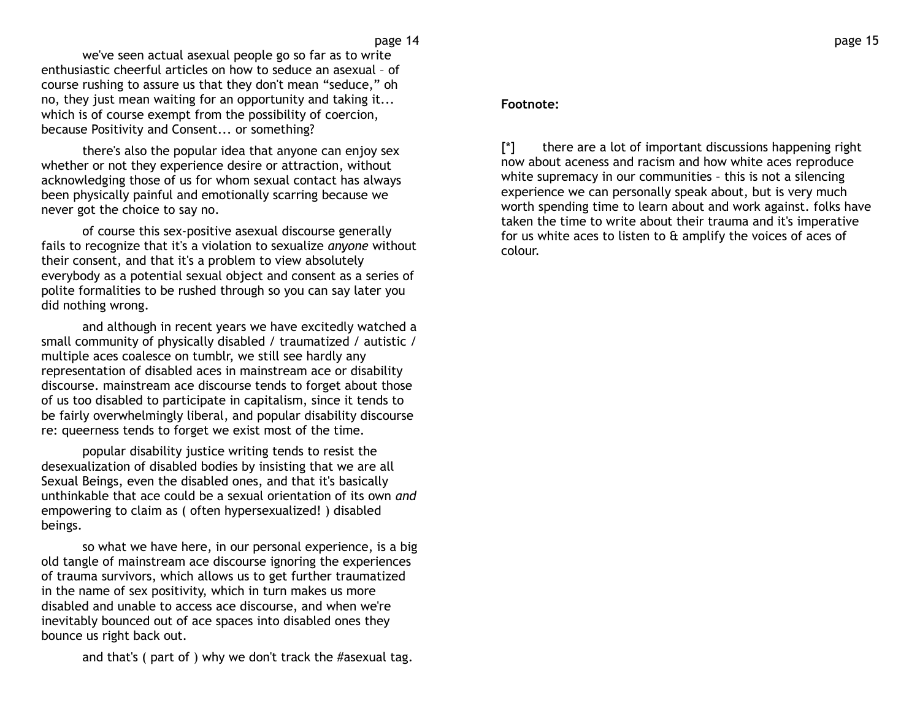we've seen actual asexual people go so far as to write enthusiastic cheerful articles on how to seduce an asexual – of course rushing to assure us that they don't mean "seduce," oh no, they just mean waiting for an opportunity and taking it... which is of course exempt from the possibility of coercion, because Positivity and Consent... or something?

there's also the popular idea that anyone can enjoy sex whether or not they experience desire or attraction, without acknowledging those of us for whom sexual contact has always been physically painful and emotionally scarring because we never got the choice to say no.

of course this sex-positive asexual discourse generally fails to recognize that it's a violation to sexualize *anyone* without their consent, and that it's a problem to view absolutely everybody as a potential sexual object and consent as a series of polite formalities to be rushed through so you can say later you did nothing wrong.

and although in recent years we have excitedly watched a small community of physically disabled / traumatized / autistic / multiple aces coalesce on tumblr, we still see hardly any representation of disabled aces in mainstream ace or disability discourse. mainstream ace discourse tends to forget about those of us too disabled to participate in capitalism, since it tends to be fairly overwhelmingly liberal, and popular disability discourse re: queerness tends to forget we exist most of the time.

popular disability justice writing tends to resist the desexualization of disabled bodies by insisting that we are all Sexual Beings, even the disabled ones, and that it's basically unthinkable that ace could be a sexual orientation of its own *and* empowering to claim as ( often hypersexualized! ) disabled beings.

so what we have here, in our personal experience, is a big old tangle of mainstream ace discourse ignoring the experiences of trauma survivors, which allows us to get further traumatized in the name of sex positivity, which in turn makes us more disabled and unable to access ace discourse, and when we're inevitably bounced out of ace spaces into disabled ones they bounce us right back out.

and that's ( part of ) why we don't track the #asexual tag.

**Footnote:**

[*] there are a lot of important discussions happening right now about aceness and racism and how white aces reproduce white supremacy in our communities – this is not a silencing experience we can personally speak about, but is very much worth spending time to learn about and work against. folks have taken the time to write about their trauma and it's imperative for us white aces to listen to & amplify the voices of aces of colour.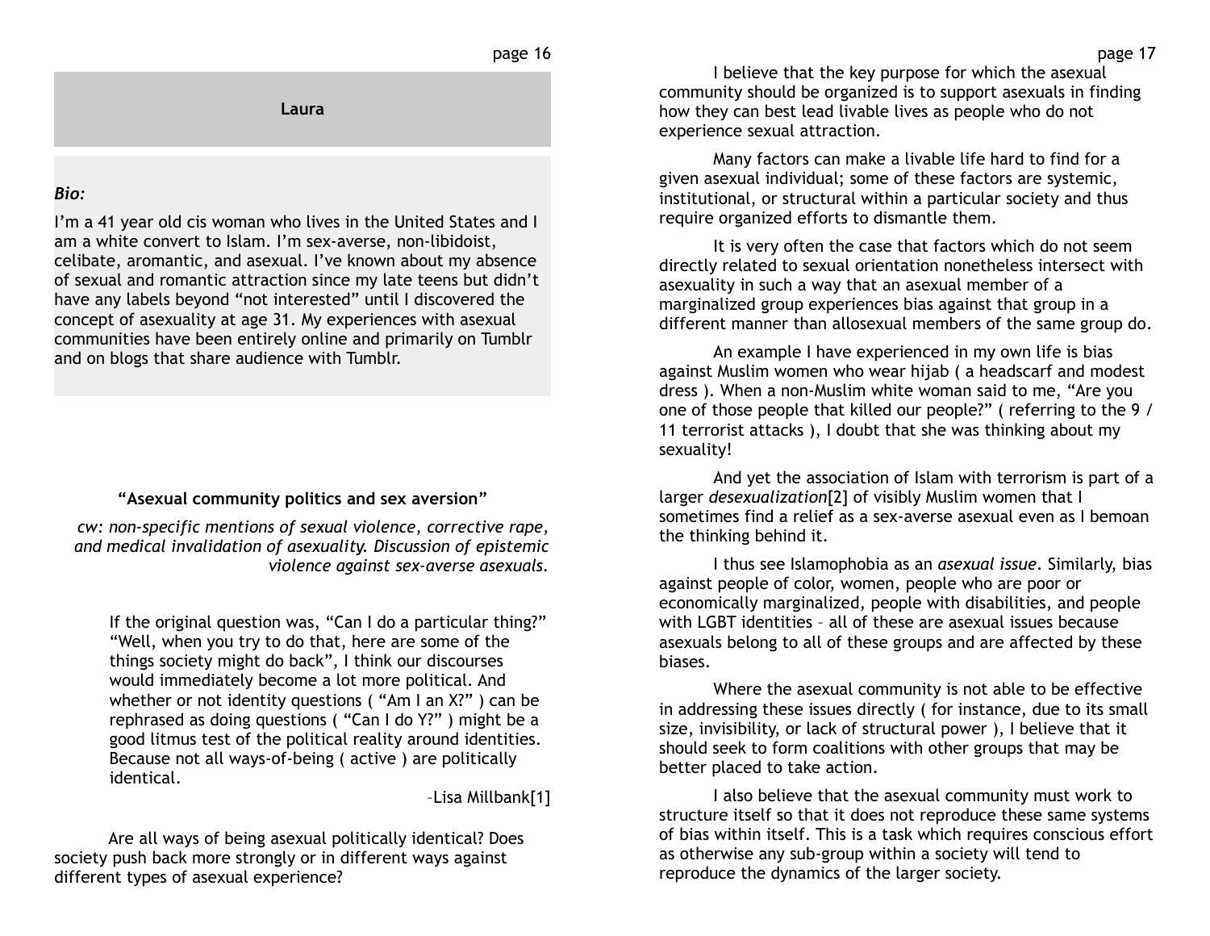## Laura

***Bio:***

I'm a 41 year old cis woman who lives in the United States and I am a white convert to Islam. I'm sex-averse, non-libidoist, celibate, aromantic, and asexual. I've known about my absence of sexual and romantic attraction since my late teens but didn't have any labels beyond "not interested" until I discovered the concept of asexuality at age 31. My experiences with asexual communities have been entirely online and primarily on Tumblr and on blogs that share audience with Tumblr.

### "Asexual community politics and sex aversion"

*cw: non-specific mentions of sexual violence, corrective rape, and medical invalidation of asexuality. Discussion of epistemic violence against sex-averse asexuals.*

> If the original question was, "Can I do a particular thing?" "Well, when you try to do that, here are some of the things society might do back", I think our discourses would immediately become a lot more political. And whether or not identity questions ( "Am I an X?" ) can be rephrased as doing questions ( "Can I do Y?" ) might be a good litmus test of the political reality around identities. Because not all ways-of-being ( active ) are politically identical.
>
> –Lisa Millbank[1]

Are all ways of being asexual politically identical? Does society push back more strongly or in different ways against different types of asexual experience?

I believe that the key purpose for which the asexual community should be organized is to support asexuals in finding how they can best lead livable lives as people who do not experience sexual attraction.

Many factors can make a livable life hard to find for a given asexual individual; some of these factors are systemic, institutional, or structural within a particular society and thus require organized efforts to dismantle them.

It is very often the case that factors which do not seem directly related to sexual orientation nonetheless intersect with asexuality in such a way that an asexual member of a marginalized group experiences bias against that group in a different manner than allosexual members of the same group do.

An example I have experienced in my own life is bias against Muslim women who wear hijab ( a headscarf and modest dress ). When a non-Muslim white woman said to me, "Are you one of those people that killed our people?" ( referring to the 9 / 11 terrorist attacks ), I doubt that she was thinking about my sexuality!

And yet the association of Islam with terrorism is part of a larger *desexualization*[2] of visibly Muslim women that I sometimes find a relief as a sex-averse asexual even as I bemoan the thinking behind it.

I thus see Islamophobia as an *asexual issue*. Similarly, bias against people of color, women, people who are poor or economically marginalized, people with disabilities, and people with LGBT identities – all of these are asexual issues because asexuals belong to all of these groups and are affected by these biases.

Where the asexual community is not able to be effective in addressing these issues directly ( for instance, due to its small size, invisibility, or lack of structural power ), I believe that it should seek to form coalitions with other groups that may be better placed to take action.

I also believe that the asexual community must work to structure itself so that it does not reproduce these same systems of bias within itself. This is a task which requires conscious effort as otherwise any sub-group within a society will tend to reproduce the dynamics of the larger society.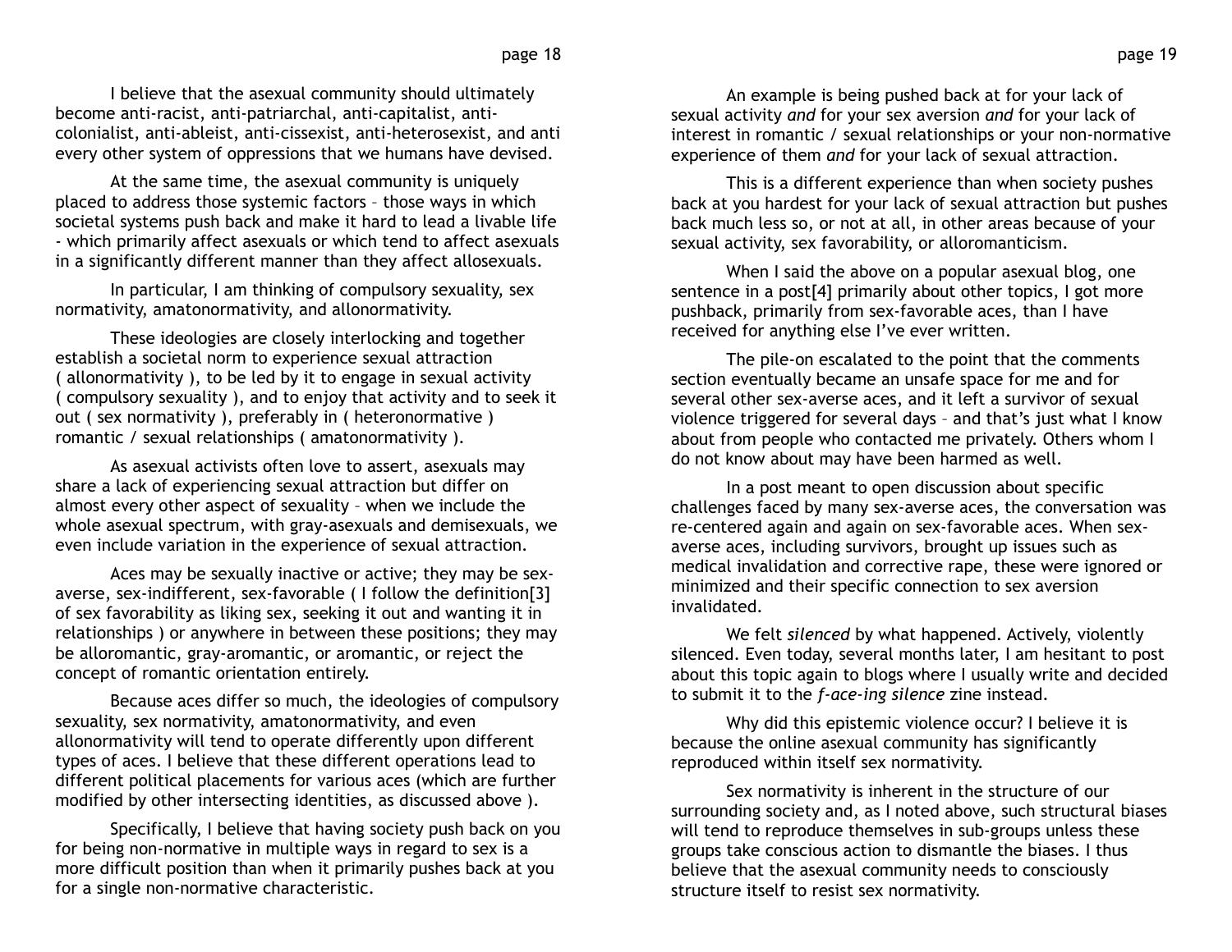I believe that the asexual community should ultimately become anti-racist, anti-patriarchal, anti-capitalist, anti-colonialist, anti-ableist, anti-cissexist, anti-heterosexist, and anti every other system of oppressions that we humans have devised.

At the same time, the asexual community is uniquely placed to address those systemic factors – those ways in which societal systems push back and make it hard to lead a livable life - which primarily affect asexuals or which tend to affect asexuals in a significantly different manner than they affect allosexuals.

In particular, I am thinking of compulsory sexuality, sex normativity, amatonormativity, and allonormativity.

These ideologies are closely interlocking and together establish a societal norm to experience sexual attraction ( allonormativity ), to be led by it to engage in sexual activity ( compulsory sexuality ), and to enjoy that activity and to seek it out ( sex normativity ), preferably in ( heteronormative ) romantic / sexual relationships ( amatonormativity ).

As asexual activists often love to assert, asexuals may share a lack of experiencing sexual attraction but differ on almost every other aspect of sexuality – when we include the whole asexual spectrum, with gray-asexuals and demisexuals, we even include variation in the experience of sexual attraction.

Aces may be sexually inactive or active; they may be sex-averse, sex-indifferent, sex-favorable ( I follow the definition[3] of sex favorability as liking sex, seeking it out and wanting it in relationships ) or anywhere in between these positions; they may be alloromantic, gray-aromantic, or aromantic, or reject the concept of romantic orientation entirely.

Because aces differ so much, the ideologies of compulsory sexuality, sex normativity, amatonormativity, and even allonormativity will tend to operate differently upon different types of aces. I believe that these different operations lead to different political placements for various aces (which are further modified by other intersecting identities, as discussed above ).

Specifically, I believe that having society push back on you for being non-normative in multiple ways in regard to sex is a more difficult position than when it primarily pushes back at you for a single non-normative characteristic.

An example is being pushed back at for your lack of sexual activity *and* for your sex aversion *and* for your lack of interest in romantic / sexual relationships or your non-normative experience of them *and* for your lack of sexual attraction.

This is a different experience than when society pushes back at you hardest for your lack of sexual attraction but pushes back much less so, or not at all, in other areas because of your sexual activity, sex favorability, or alloromanticism.

When I said the above on a popular asexual blog, one sentence in a post[4] primarily about other topics, I got more pushback, primarily from sex-favorable aces, than I have received for anything else I've ever written.

The pile-on escalated to the point that the comments section eventually became an unsafe space for me and for several other sex-averse aces, and it left a survivor of sexual violence triggered for several days – and that's just what I know about from people who contacted me privately. Others whom I do not know about may have been harmed as well.

In a post meant to open discussion about specific challenges faced by many sex-averse aces, the conversation was re-centered again and again on sex-favorable aces. When sex-averse aces, including survivors, brought up issues such as medical invalidation and corrective rape, these were ignored or minimized and their specific connection to sex aversion invalidated.

We felt *silenced* by what happened. Actively, violently silenced. Even today, several months later, I am hesitant to post about this topic again to blogs where I usually write and decided to submit it to the *f-ace-ing silence* zine instead.

Why did this epistemic violence occur? I believe it is because the online asexual community has significantly reproduced within itself sex normativity.

Sex normativity is inherent in the structure of our surrounding society and, as I noted above, such structural biases will tend to reproduce themselves in sub-groups unless these groups take conscious action to dismantle the biases. I thus believe that the asexual community needs to consciously structure itself to resist sex normativity.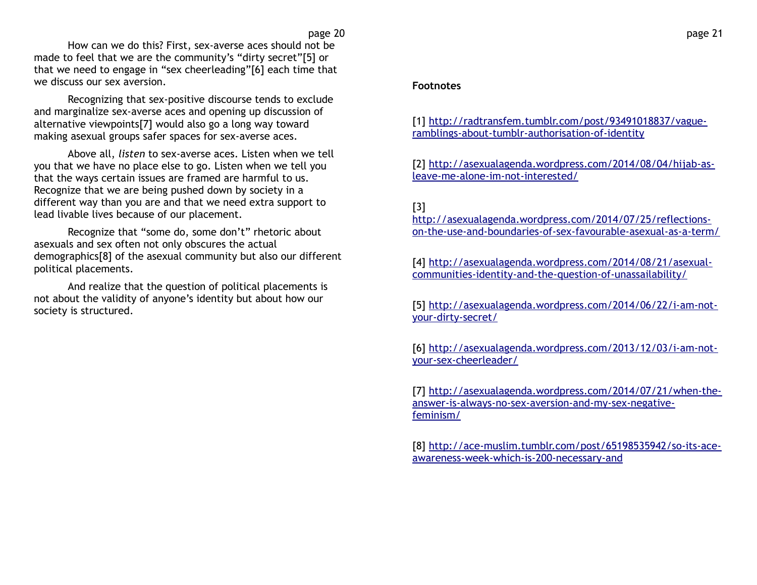How can we do this? First, sex-averse aces should not be made to feel that we are the community's "dirty secret"[5] or that we need to engage in "sex cheerleading"[6] each time that we discuss our sex aversion.

Recognizing that sex-positive discourse tends to exclude and marginalize sex-averse aces and opening up discussion of alternative viewpoints[7] would also go a long way toward making asexual groups safer spaces for sex-averse aces.

Above all, *listen* to sex-averse aces. Listen when we tell you that we have no place else to go. Listen when we tell you that the ways certain issues are framed are harmful to us. Recognize that we are being pushed down by society in a different way than you are and that we need extra support to lead livable lives because of our placement.

Recognize that "some do, some don't" rhetoric about asexuals and sex often not only obscures the actual demographics[8] of the asexual community but also our different political placements.

And realize that the question of political placements is not about the validity of anyone's identity but about how our society is structured.

**Footnotes**

[1] http://radtransfem.tumblr.com/post/93491018837/vague-ramblings-about-tumblr-authorisation-of-identity

[2] http://asexualagenda.wordpress.com/2014/08/04/hijab-as-leave-me-alone-im-not-interested/

[3] http://asexualagenda.wordpress.com/2014/07/25/reflections-on-the-use-and-boundaries-of-sex-favourable-asexual-as-a-term/

[4] http://asexualagenda.wordpress.com/2014/08/21/asexual-communities-identity-and-the-question-of-unassailability/

[5] http://asexualagenda.wordpress.com/2014/06/22/i-am-not-your-dirty-secret/

[6] http://asexualagenda.wordpress.com/2013/12/03/i-am-not-your-sex-cheerleader/

[7] http://asexualagenda.wordpress.com/2014/07/21/when-the-answer-is-always-no-sex-aversion-and-my-sex-negative-feminism/

[8] http://ace-muslim.tumblr.com/post/65198535942/so-its-ace-awareness-week-which-is-200-necessary-and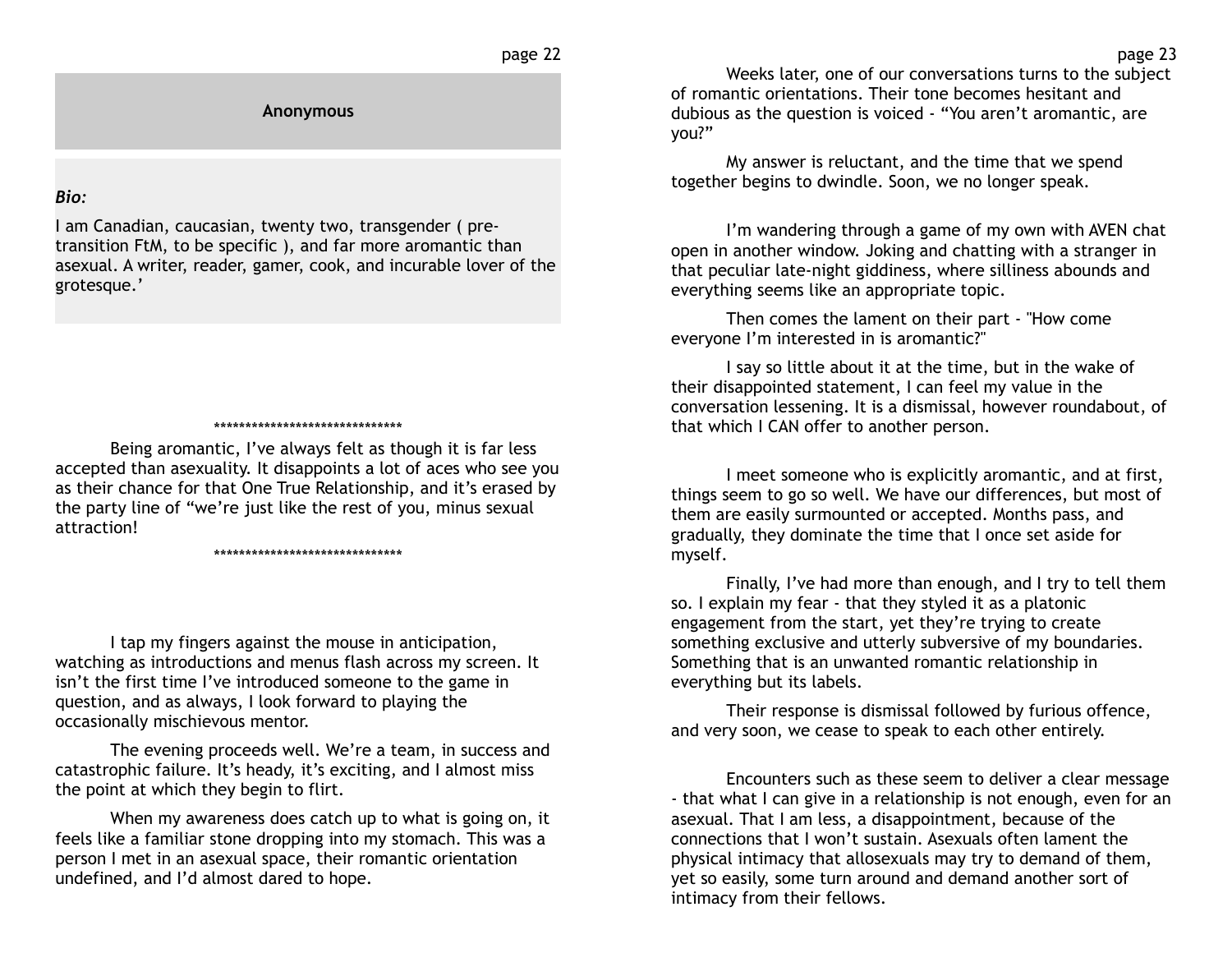## Anonymous

***Bio:***

I am Canadian, caucasian, twenty two, transgender ( pre-transition FtM, to be specific ), and far more aromantic than asexual. A writer, reader, gamer, cook, and incurable lover of the grotesque.'

******************************

Being aromantic, I've always felt as though it is far less accepted than asexuality. It disappoints a lot of aces who see you as their chance for that One True Relationship, and it's erased by the party line of "we're just like the rest of you, minus sexual attraction!

******************************

I tap my fingers against the mouse in anticipation, watching as introductions and menus flash across my screen. It isn't the first time I've introduced someone to the game in question, and as always, I look forward to playing the occasionally mischievous mentor.

The evening proceeds well. We're a team, in success and catastrophic failure. It's heady, it's exciting, and I almost miss the point at which they begin to flirt.

When my awareness does catch up to what is going on, it feels like a familiar stone dropping into my stomach. This was a person I met in an asexual space, their romantic orientation undefined, and I'd almost dared to hope.

Weeks later, one of our conversations turns to the subject of romantic orientations. Their tone becomes hesitant and dubious as the question is voiced - "You aren't aromantic, are you?"

My answer is reluctant, and the time that we spend together begins to dwindle. Soon, we no longer speak.

I'm wandering through a game of my own with AVEN chat open in another window. Joking and chatting with a stranger in that peculiar late-night giddiness, where silliness abounds and everything seems like an appropriate topic.

Then comes the lament on their part - "How come everyone I'm interested in is aromantic?"

I say so little about it at the time, but in the wake of their disappointed statement, I can feel my value in the conversation lessening. It is a dismissal, however roundabout, of that which I CAN offer to another person.

I meet someone who is explicitly aromantic, and at first, things seem to go so well. We have our differences, but most of them are easily surmounted or accepted. Months pass, and gradually, they dominate the time that I once set aside for myself.

Finally, I've had more than enough, and I try to tell them so. I explain my fear - that they styled it as a platonic engagement from the start, yet they're trying to create something exclusive and utterly subversive of my boundaries. Something that is an unwanted romantic relationship in everything but its labels.

Their response is dismissal followed by furious offence, and very soon, we cease to speak to each other entirely.

Encounters such as these seem to deliver a clear message - that what I can give in a relationship is not enough, even for an asexual. That I am less, a disappointment, because of the connections that I won't sustain. Asexuals often lament the physical intimacy that allosexuals may try to demand of them, yet so easily, some turn around and demand another sort of intimacy from their fellows.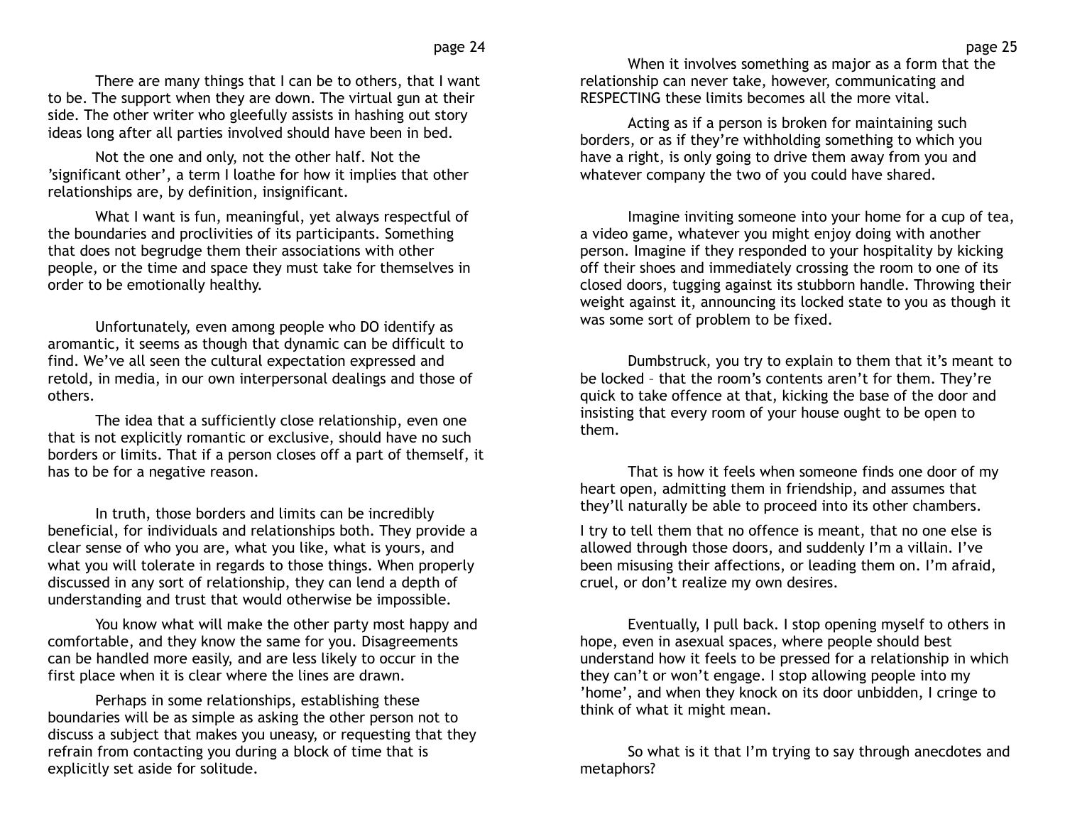There are many things that I can be to others, that I want to be. The support when they are down. The virtual gun at their side. The other writer who gleefully assists in hashing out story ideas long after all parties involved should have been in bed.

Not the one and only, not the other half. Not the 'significant other', a term I loathe for how it implies that other relationships are, by definition, insignificant.

What I want is fun, meaningful, yet always respectful of the boundaries and proclivities of its participants. Something that does not begrudge them their associations with other people, or the time and space they must take for themselves in order to be emotionally healthy.

Unfortunately, even among people who DO identify as aromantic, it seems as though that dynamic can be difficult to find. We've all seen the cultural expectation expressed and retold, in media, in our own interpersonal dealings and those of others.

The idea that a sufficiently close relationship, even one that is not explicitly romantic or exclusive, should have no such borders or limits. That if a person closes off a part of themself, it has to be for a negative reason.

In truth, those borders and limits can be incredibly beneficial, for individuals and relationships both. They provide a clear sense of who you are, what you like, what is yours, and what you will tolerate in regards to those things. When properly discussed in any sort of relationship, they can lend a depth of understanding and trust that would otherwise be impossible.

You know what will make the other party most happy and comfortable, and they know the same for you. Disagreements can be handled more easily, and are less likely to occur in the first place when it is clear where the lines are drawn.

Perhaps in some relationships, establishing these boundaries will be as simple as asking the other person not to discuss a subject that makes you uneasy, or requesting that they refrain from contacting you during a block of time that is explicitly set aside for solitude.

When it involves something as major as a form that the relationship can never take, however, communicating and RESPECTING these limits becomes all the more vital.

Acting as if a person is broken for maintaining such borders, or as if they're withholding something to which you have a right, is only going to drive them away from you and whatever company the two of you could have shared.

Imagine inviting someone into your home for a cup of tea, a video game, whatever you might enjoy doing with another person. Imagine if they responded to your hospitality by kicking off their shoes and immediately crossing the room to one of its closed doors, tugging against its stubborn handle. Throwing their weight against it, announcing its locked state to you as though it was some sort of problem to be fixed.

Dumbstruck, you try to explain to them that it's meant to be locked – that the room's contents aren't for them. They're quick to take offence at that, kicking the base of the door and insisting that every room of your house ought to be open to them.

That is how it feels when someone finds one door of my heart open, admitting them in friendship, and assumes that they'll naturally be able to proceed into its other chambers.

I try to tell them that no offence is meant, that no one else is allowed through those doors, and suddenly I'm a villain. I've been misusing their affections, or leading them on. I'm afraid, cruel, or don't realize my own desires.

Eventually, I pull back. I stop opening myself to others in hope, even in asexual spaces, where people should best understand how it feels to be pressed for a relationship in which they can't or won't engage. I stop allowing people into my 'home', and when they knock on its door unbidden, I cringe to think of what it might mean.

So what is it that I'm trying to say through anecdotes and metaphors?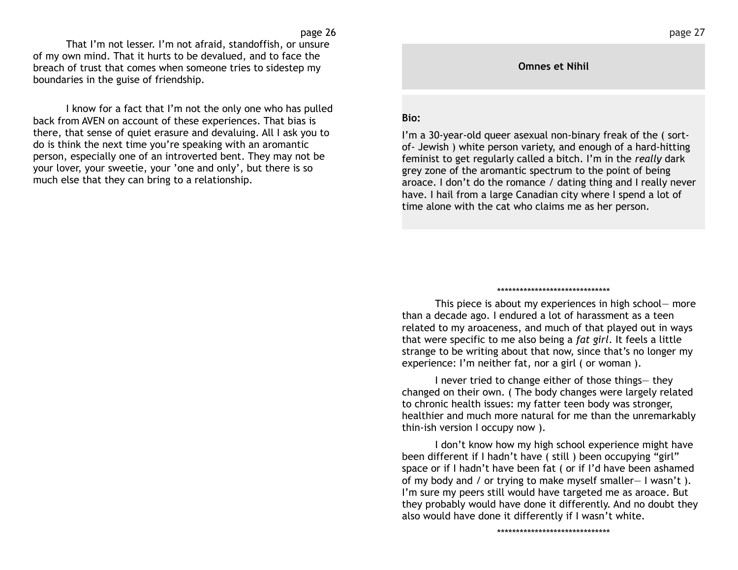That I'm not lesser. I'm not afraid, standoffish, or unsure of my own mind. That it hurts to be devalued, and to face the breach of trust that comes when someone tries to sidestep my boundaries in the guise of friendship.

I know for a fact that I'm not the only one who has pulled back from AVEN on account of these experiences. That bias is there, that sense of quiet erasure and devaluing. All I ask you to do is think the next time you're speaking with an aromantic person, especially one of an introverted bent. They may not be your lover, your sweetie, your 'one and only', but there is so much else that they can bring to a relationship.

## Omnes et Nihil

**Bio:**

I'm a 30-year-old queer asexual non-binary freak of the ( sort-of- Jewish ) white person variety, and enough of a hard-hitting feminist to get regularly called a bitch. I'm in the *really* dark grey zone of the aromantic spectrum to the point of being aroace. I don't do the romance / dating thing and I really never have. I hail from a large Canadian city where I spend a lot of time alone with the cat who claims me as her person.

******************************

This piece is about my experiences in high school— more than a decade ago. I endured a lot of harassment as a teen related to my aroaceness, and much of that played out in ways that were specific to me also being a *fat girl*. It feels a little strange to be writing about that now, since that's no longer my experience: I'm neither fat, nor a girl ( or woman ).

I never tried to change either of those things— they changed on their own. ( The body changes were largely related to chronic health issues: my fatter teen body was stronger, healthier and much more natural for me than the unremarkably thin-ish version I occupy now ).

I don't know how my high school experience might have been different if I hadn't have ( still ) been occupying "girl" space or if I hadn't have been fat ( or if I'd have been ashamed of my body and / or trying to make myself smaller— I wasn't ). I'm sure my peers still would have targeted me as aroace. But they probably would have done it differently. And no doubt they also would have done it differently if I wasn't white.

******************************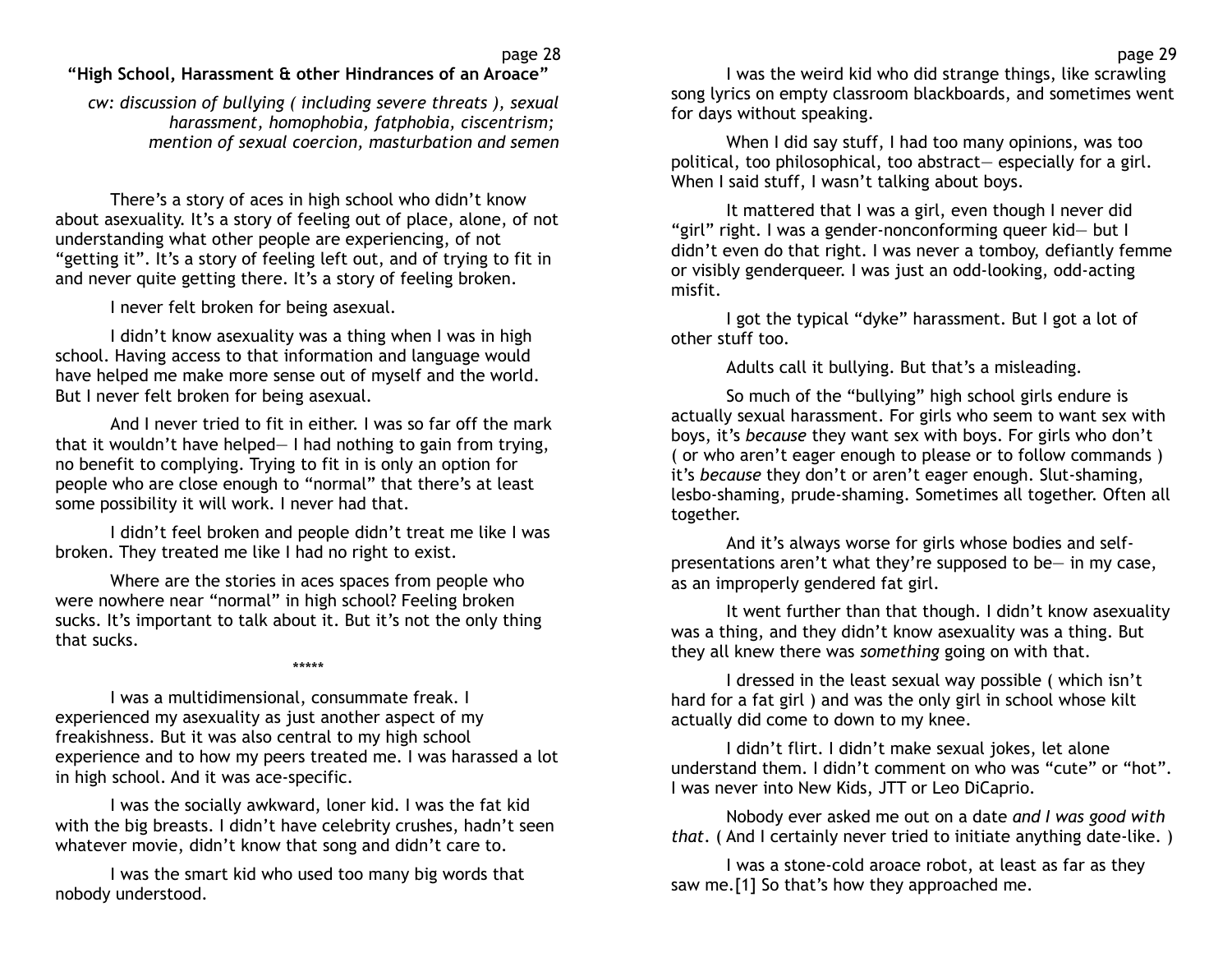## "High School, Harassment & other Hindrances of an Aroace"

*cw: discussion of bullying ( including severe threats ), sexual harassment, homophobia, fatphobia, ciscentrism; mention of sexual coercion, masturbation and semen*

There's a story of aces in high school who didn't know about asexuality. It's a story of feeling out of place, alone, of not understanding what other people are experiencing, of not "getting it". It's a story of feeling left out, and of trying to fit in and never quite getting there. It's a story of feeling broken.

I never felt broken for being asexual.

I didn't know asexuality was a thing when I was in high school. Having access to that information and language would have helped me make more sense out of myself and the world. But I never felt broken for being asexual.

And I never tried to fit in either. I was so far off the mark that it wouldn't have helped— I had nothing to gain from trying, no benefit to complying. Trying to fit in is only an option for people who are close enough to "normal" that there's at least some possibility it will work. I never had that.

I didn't feel broken and people didn't treat me like I was broken. They treated me like I had no right to exist.

Where are the stories in aces spaces from people who were nowhere near "normal" in high school? Feeling broken sucks. It's important to talk about it. But it's not the only thing that sucks.

*****

I was a multidimensional, consummate freak. I experienced my asexuality as just another aspect of my freakishness. But it was also central to my high school experience and to how my peers treated me. I was harassed a lot in high school. And it was ace-specific.

I was the socially awkward, loner kid. I was the fat kid with the big breasts. I didn't have celebrity crushes, hadn't seen whatever movie, didn't know that song and didn't care to.

I was the smart kid who used too many big words that nobody understood.

I was the weird kid who did strange things, like scrawling song lyrics on empty classroom blackboards, and sometimes went for days without speaking.

When I did say stuff, I had too many opinions, was too political, too philosophical, too abstract— especially for a girl. When I said stuff, I wasn't talking about boys.

It mattered that I was a girl, even though I never did "girl" right. I was a gender-nonconforming queer kid— but I didn't even do that right. I was never a tomboy, defiantly femme or visibly genderqueer. I was just an odd-looking, odd-acting misfit.

I got the typical "dyke" harassment. But I got a lot of other stuff too.

Adults call it bullying. But that's a misleading.

So much of the "bullying" high school girls endure is actually sexual harassment. For girls who seem to want sex with boys, it's *because* they want sex with boys. For girls who don't ( or who aren't eager enough to please or to follow commands ) it's *because* they don't or aren't eager enough. Slut-shaming, lesbo-shaming, prude-shaming. Sometimes all together. Often all together.

And it's always worse for girls whose bodies and self-presentations aren't what they're supposed to be— in my case, as an improperly gendered fat girl.

It went further than that though. I didn't know asexuality was a thing, and they didn't know asexuality was a thing. But they all knew there was *something* going on with that.

I dressed in the least sexual way possible ( which isn't hard for a fat girl ) and was the only girl in school whose kilt actually did come to down to my knee.

I didn't flirt. I didn't make sexual jokes, let alone understand them. I didn't comment on who was "cute" or "hot". I was never into New Kids, JTT or Leo DiCaprio.

Nobody ever asked me out on a date *and I was good with that*. ( And I certainly never tried to initiate anything date-like. )

I was a stone-cold aroace robot, at least as far as they saw me.[1] So that's how they approached me.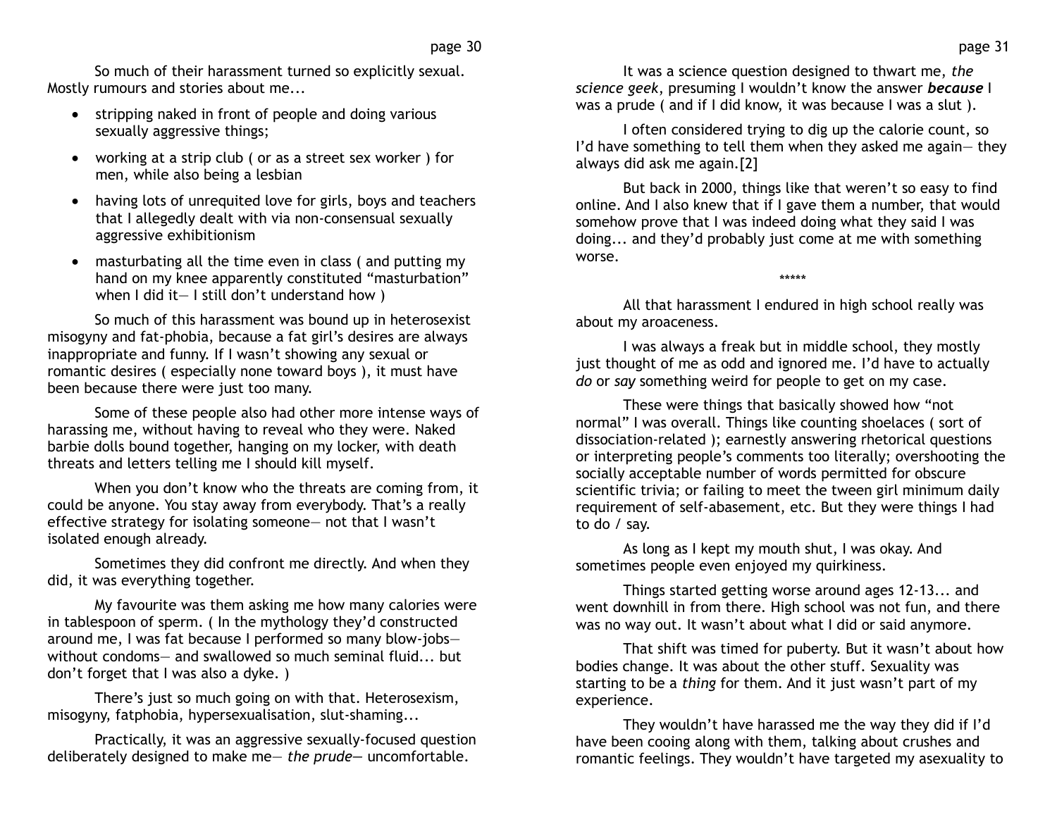So much of their harassment turned so explicitly sexual. Mostly rumours and stories about me...

- stripping naked in front of people and doing various sexually aggressive things;
- working at a strip club ( or as a street sex worker ) for men, while also being a lesbian
- having lots of unrequited love for girls, boys and teachers that I allegedly dealt with via non-consensual sexually aggressive exhibitionism
- masturbating all the time even in class ( and putting my hand on my knee apparently constituted "masturbation" when I did it— I still don't understand how )

So much of this harassment was bound up in heterosexist misogyny and fat-phobia, because a fat girl's desires are always inappropriate and funny. If I wasn't showing any sexual or romantic desires ( especially none toward boys ), it must have been because there were just too many.

Some of these people also had other more intense ways of harassing me, without having to reveal who they were. Naked barbie dolls bound together, hanging on my locker, with death threats and letters telling me I should kill myself.

When you don't know who the threats are coming from, it could be anyone. You stay away from everybody. That's a really effective strategy for isolating someone— not that I wasn't isolated enough already.

Sometimes they did confront me directly. And when they did, it was everything together.

My favourite was them asking me how many calories were in tablespoon of sperm. ( In the mythology they'd constructed around me, I was fat because I performed so many blow-jobs— without condoms— and swallowed so much seminal fluid... but don't forget that I was also a dyke. )

There's just so much going on with that. Heterosexism, misogyny, fatphobia, hypersexualisation, slut-shaming...

Practically, it was an aggressive sexually-focused question deliberately designed to make me— *the prude*— uncomfortable.

It was a science question designed to thwart me, *the science geek*, presuming I wouldn't know the answer ***because*** I was a prude ( and if I did know, it was because I was a slut ).

I often considered trying to dig up the calorie count, so I'd have something to tell them when they asked me again— they always did ask me again.[2]

But back in 2000, things like that weren't so easy to find online. And I also knew that if I gave them a number, that would somehow prove that I was indeed doing what they said I was doing... and they'd probably just come at me with something worse.

*****

All that harassment I endured in high school really was about my aroaceness.

I was always a freak but in middle school, they mostly just thought of me as odd and ignored me. I'd have to actually *do* or *say* something weird for people to get on my case.

These were things that basically showed how "not normal" I was overall. Things like counting shoelaces ( sort of dissociation-related ); earnestly answering rhetorical questions or interpreting people's comments too literally; overshooting the socially acceptable number of words permitted for obscure scientific trivia; or failing to meet the tween girl minimum daily requirement of self-abasement, etc. But they were things I had to do / say.

As long as I kept my mouth shut, I was okay. And sometimes people even enjoyed my quirkiness.

Things started getting worse around ages 12-13... and went downhill in from there. High school was not fun, and there was no way out. It wasn't about what I did or said anymore.

That shift was timed for puberty. But it wasn't about how bodies change. It was about the other stuff. Sexuality was starting to be a *thing* for them. And it just wasn't part of my experience.

They wouldn't have harassed me the way they did if I'd have been cooing along with them, talking about crushes and romantic feelings. They wouldn't have targeted my asexuality to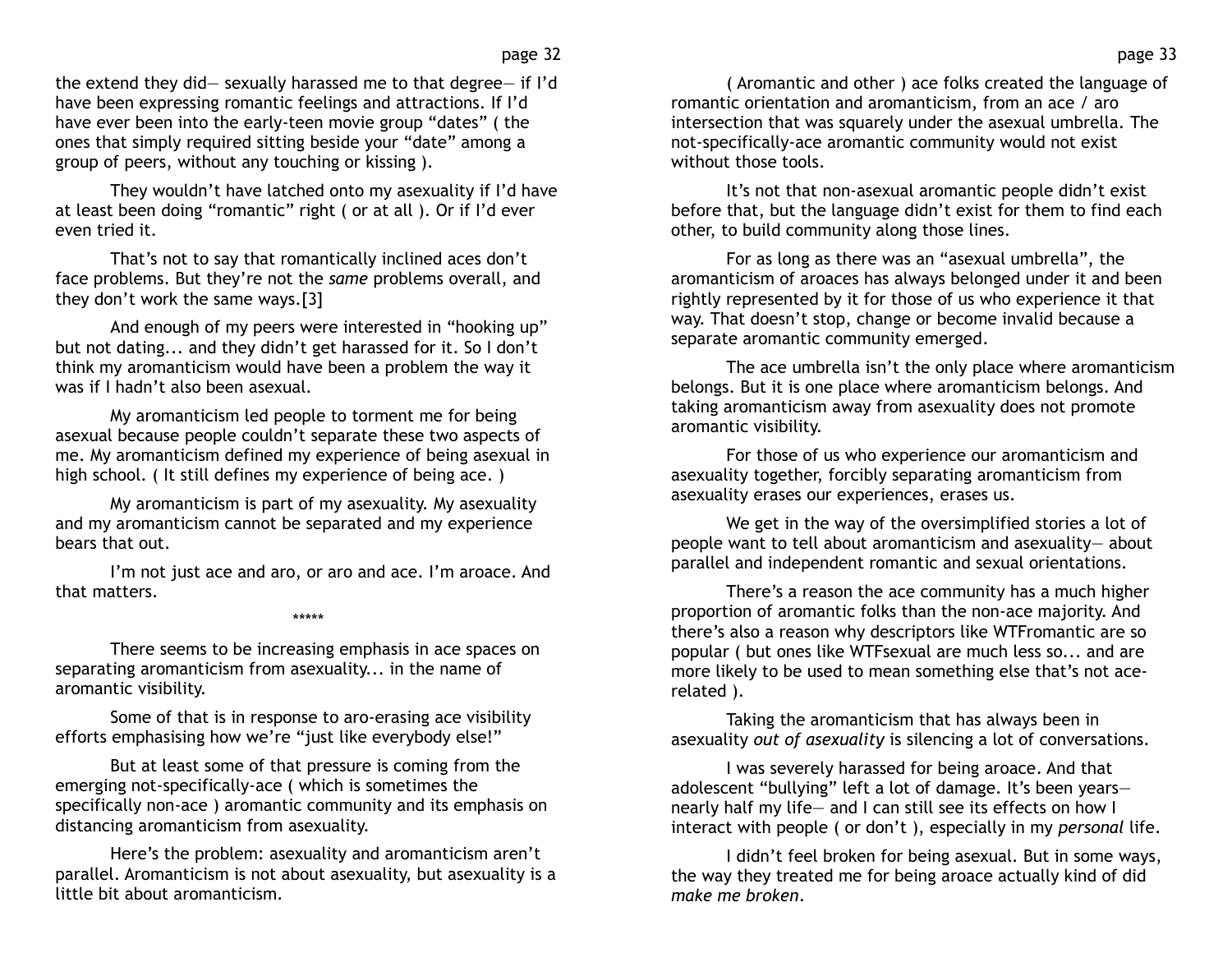the extend they did— sexually harassed me to that degree— if I'd have been expressing romantic feelings and attractions. If I'd have ever been into the early-teen movie group "dates" ( the ones that simply required sitting beside your "date" among a group of peers, without any touching or kissing ).

They wouldn't have latched onto my asexuality if I'd have at least been doing "romantic" right ( or at all ). Or if I'd ever even tried it.

That's not to say that romantically inclined aces don't face problems. But they're not the *same* problems overall, and they don't work the same ways.[3]

And enough of my peers were interested in "hooking up" but not dating... and they didn't get harassed for it. So I don't think my aromanticism would have been a problem the way it was if I hadn't also been asexual.

My aromanticism led people to torment me for being asexual because people couldn't separate these two aspects of me. My aromanticism defined my experience of being asexual in high school. ( It still defines my experience of being ace. )

My aromanticism is part of my asexuality. My asexuality and my aromanticism cannot be separated and my experience bears that out.

I'm not just ace and aro, or aro and ace. I'm aroace. And that matters.

*****

There seems to be increasing emphasis in ace spaces on separating aromanticism from asexuality... in the name of aromantic visibility.

Some of that is in response to aro-erasing ace visibility efforts emphasising how we're "just like everybody else!"

But at least some of that pressure is coming from the emerging not-specifically-ace ( which is sometimes the specifically non-ace ) aromantic community and its emphasis on distancing aromanticism from asexuality.

Here's the problem: asexuality and aromanticism aren't parallel. Aromanticism is not about asexuality, but asexuality is a little bit about aromanticism.

( Aromantic and other ) ace folks created the language of romantic orientation and aromanticism, from an ace / aro intersection that was squarely under the asexual umbrella. The not-specifically-ace aromantic community would not exist without those tools.

It's not that non-asexual aromantic people didn't exist before that, but the language didn't exist for them to find each other, to build community along those lines.

For as long as there was an "asexual umbrella", the aromanticism of aroaces has always belonged under it and been rightly represented by it for those of us who experience it that way. That doesn't stop, change or become invalid because a separate aromantic community emerged.

The ace umbrella isn't the only place where aromanticism belongs. But it is one place where aromanticism belongs. And taking aromanticism away from asexuality does not promote aromantic visibility.

For those of us who experience our aromanticism and asexuality together, forcibly separating aromanticism from asexuality erases our experiences, erases us.

We get in the way of the oversimplified stories a lot of people want to tell about aromanticism and asexuality— about parallel and independent romantic and sexual orientations.

There's a reason the ace community has a much higher proportion of aromantic folks than the non-ace majority. And there's also a reason why descriptors like WTFromantic are so popular ( but ones like WTFsexual are much less so... and are more likely to be used to mean something else that's not ace-related ).

Taking the aromanticism that has always been in asexuality *out of asexuality* is silencing a lot of conversations.

I was severely harassed for being aroace. And that adolescent "bullying" left a lot of damage. It's been years— nearly half my life— and I can still see its effects on how I interact with people ( or don't ), especially in my *personal* life.

I didn't feel broken for being asexual. But in some ways, the way they treated me for being aroace actually kind of did *make me broken*.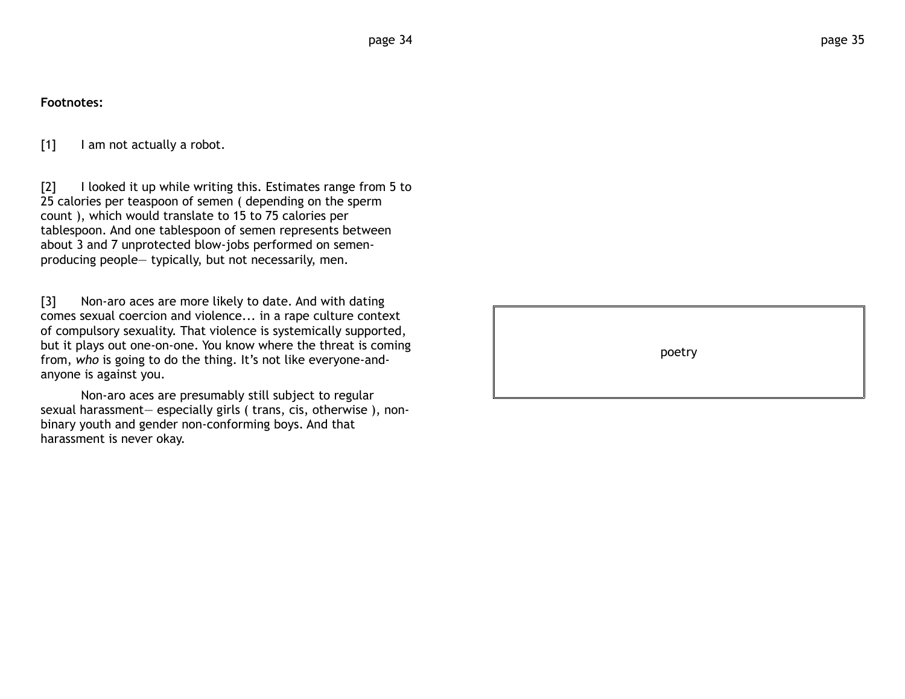**Footnotes:**

[1]	I am not actually a robot.

[2]	I looked it up while writing this. Estimates range from 5 to 25 calories per teaspoon of semen ( depending on the sperm count ), which would translate to 15 to 75 calories per tablespoon. And one tablespoon of semen represents between about 3 and 7 unprotected blow-jobs performed on semen-producing people— typically, but not necessarily, men.

[3]	Non-aro aces are more likely to date. And with dating comes sexual coercion and violence... in a rape culture context of compulsory sexuality. That violence is systemically supported, but it plays out one-on-one. You know where the threat is coming from, *who* is going to do the thing. It's not like everyone-and-anyone is against you.

Non-aro aces are presumably still subject to regular sexual harassment— especially girls ( trans, cis, otherwise ), non-binary youth and gender non-conforming boys. And that harassment is never okay.

poetry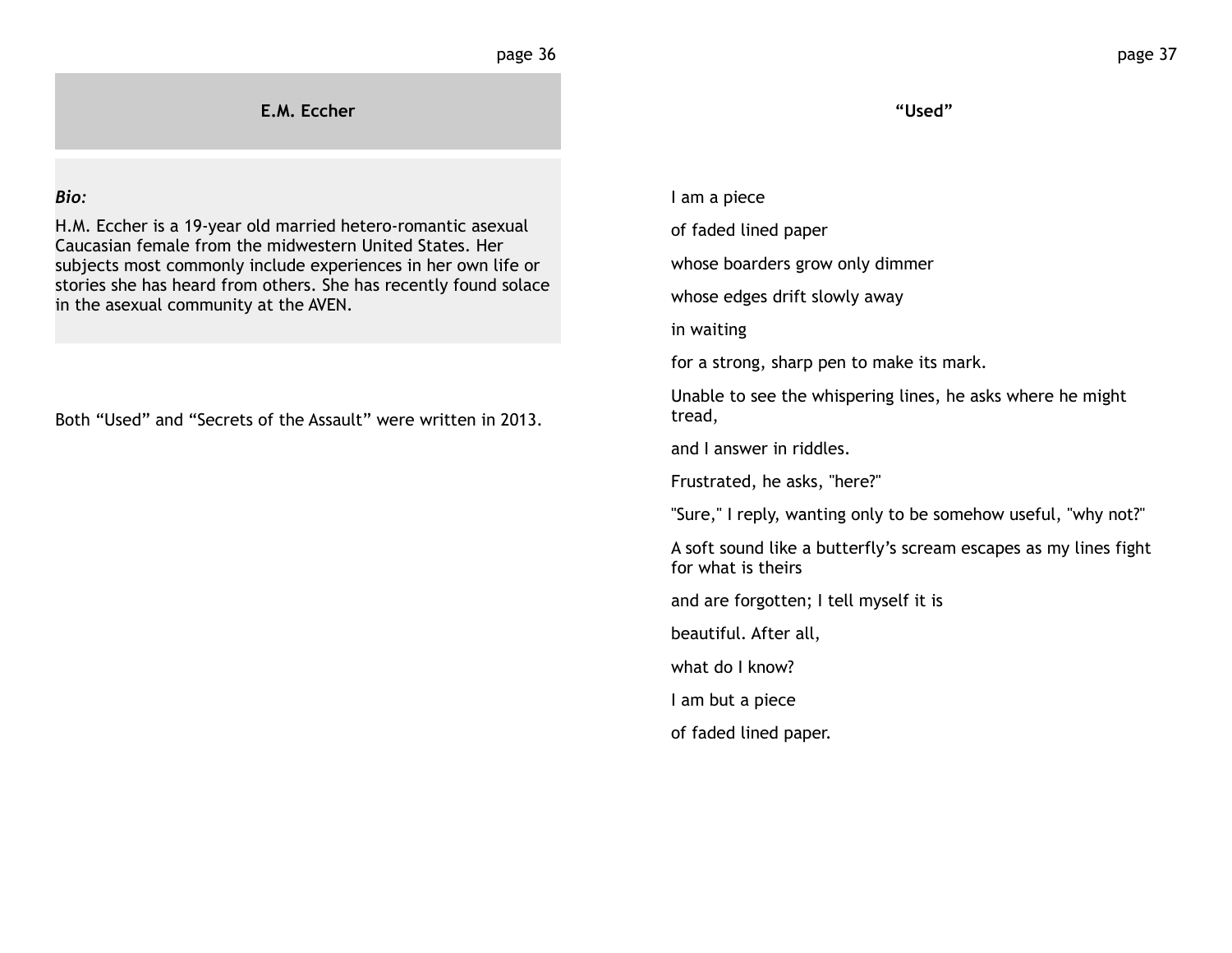## E.M. Eccher

***Bio:***

H.M. Eccher is a 19-year old married hetero-romantic asexual Caucasian female from the midwestern United States. Her subjects most commonly include experiences in her own life or stories she has heard from others. She has recently found solace in the asexual community at the AVEN.

Both “Used” and “Secrets of the Assault” were written in 2013.

### “Used”

I am a piece

of faded lined paper

whose boarders grow only dimmer

whose edges drift slowly away

in waiting

for a strong, sharp pen to make its mark.

Unable to see the whispering lines, he asks where he might tread,

and I answer in riddles.

Frustrated, he asks, "here?"

"Sure," I reply, wanting only to be somehow useful, "why not?"

A soft sound like a butterfly’s scream escapes as my lines fight for what is theirs

and are forgotten; I tell myself it is

beautiful. After all,

what do I know?

I am but a piece

of faded lined paper.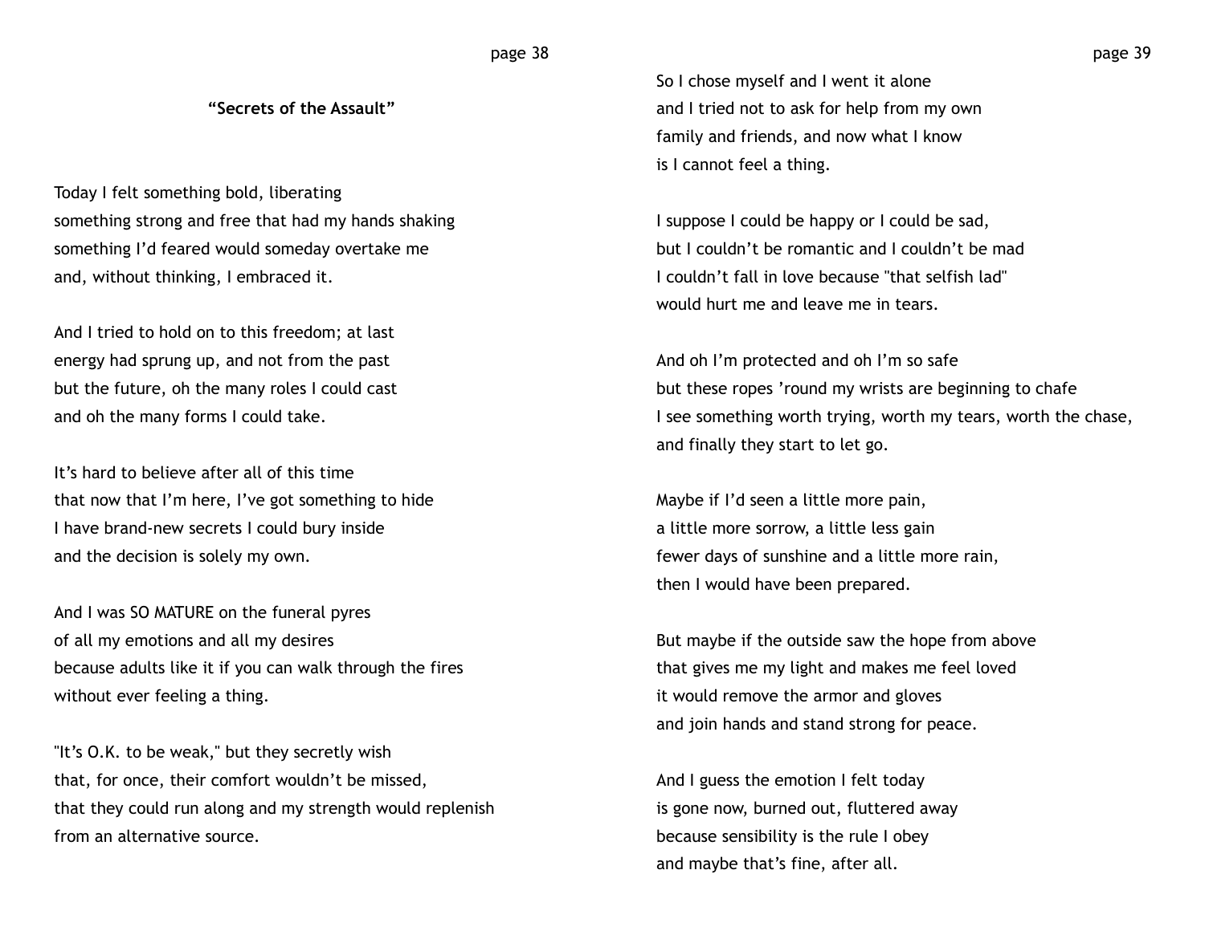### "Secrets of the Assault"

Today I felt something bold, liberating
something strong and free that had my hands shaking
something I'd feared would someday overtake me
and, without thinking, I embraced it.

And I tried to hold on to this freedom; at last
energy had sprung up, and not from the past
but the future, oh the many roles I could cast
and oh the many forms I could take.

It's hard to believe after all of this time
that now that I'm here, I've got something to hide
I have brand-new secrets I could bury inside
and the decision is solely my own.

And I was SO MATURE on the funeral pyres
of all my emotions and all my desires
because adults like it if you can walk through the fires
without ever feeling a thing.

"It's O.K. to be weak," but they secretly wish
that, for once, their comfort wouldn't be missed,
that they could run along and my strength would replenish
from an alternative source.

So I chose myself and I went it alone
and I tried not to ask for help from my own
family and friends, and now what I know
is I cannot feel a thing.

I suppose I could be happy or I could be sad,
but I couldn't be romantic and I couldn't be mad
I couldn't fall in love because "that selfish lad"
would hurt me and leave me in tears.

And oh I'm protected and oh I'm so safe
but these ropes 'round my wrists are beginning to chafe
I see something worth trying, worth my tears, worth the chase,
and finally they start to let go.

Maybe if I'd seen a little more pain,
a little more sorrow, a little less gain
fewer days of sunshine and a little more rain,
then I would have been prepared.

But maybe if the outside saw the hope from above
that gives me my light and makes me feel loved
it would remove the armor and gloves
and join hands and stand strong for peace.

And I guess the emotion I felt today
is gone now, burned out, fluttered away
because sensibility is the rule I obey
and maybe that's fine, after all.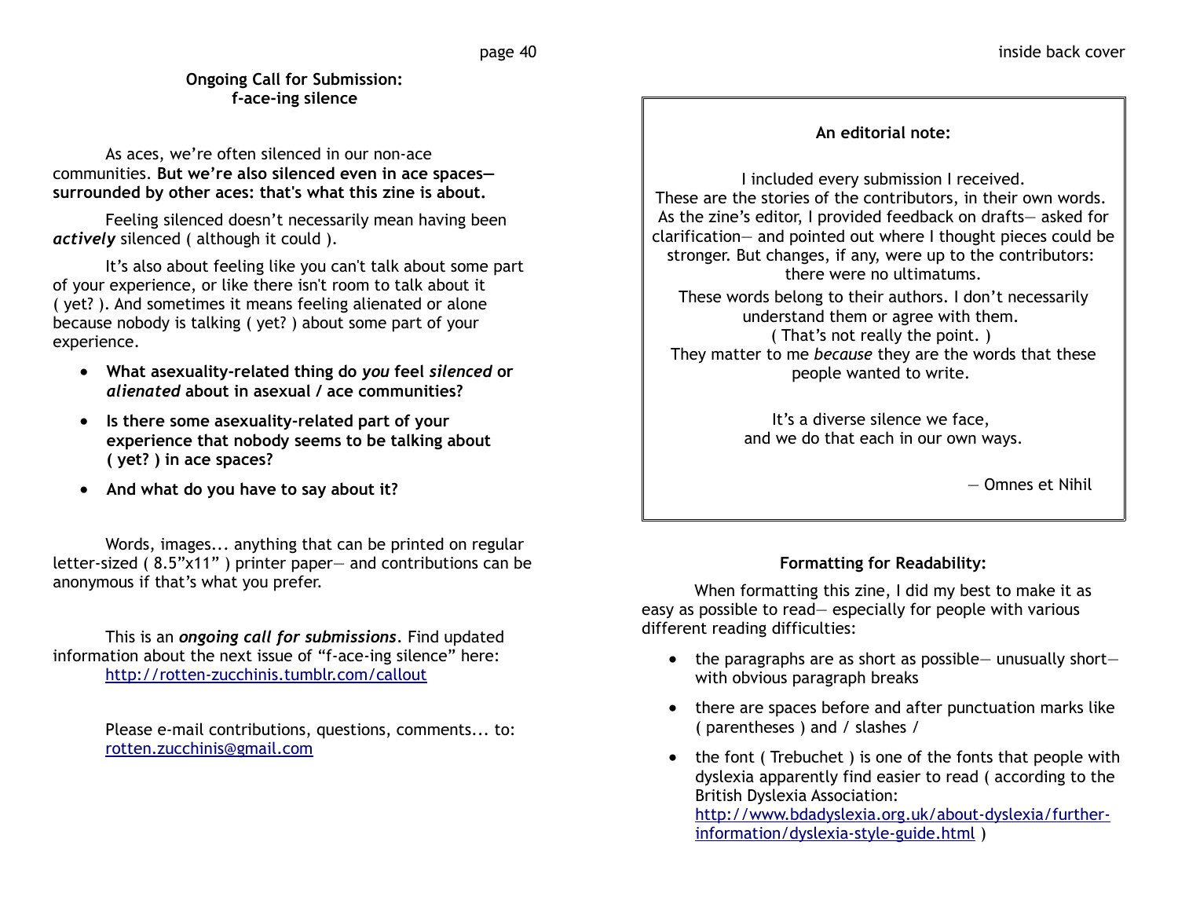## Ongoing Call for Submission: f-ace-ing silence

As aces, we're often silenced in our non-ace communities. **But we're also silenced even in ace spaces— surrounded by other aces: that's what this zine is about.**

Feeling silenced doesn't necessarily mean having been ***actively*** silenced ( although it could ).

It's also about feeling like you can't talk about some part of your experience, or like there isn't room to talk about it ( yet? ). And sometimes it means feeling alienated or alone because nobody is talking ( yet? ) about some part of your experience.

- **What asexuality-related thing do *you* feel *silenced* or *alienated* about in asexual / ace communities?**
- **Is there some asexuality-related part of your experience that nobody seems to be talking about ( yet? ) in ace spaces?**
- **And what do you have to say about it?**

Words, images... anything that can be printed on regular letter-sized ( 8.5"x11" ) printer paper— and contributions can be anonymous if that's what you prefer.

This is an ***ongoing call for submissions***. Find updated information about the next issue of "f-ace-ing silence" here: [http://rotten-zucchinis.tumblr.com/callout](http://rotten-zucchinis.tumblr.com/callout)

Please e-mail contributions, questions, comments... to: [rotten.zucchinis@gmail.com](mailto:rotten.zucchinis@gmail.com)

---

**An editorial note:**

I included every submission I received.
These are the stories of the contributors, in their own words.
As the zine's editor, I provided feedback on drafts— asked for clarification— and pointed out where I thought pieces could be stronger. But changes, if any, were up to the contributors: there were no ultimatums.

These words belong to their authors. I don't necessarily understand them or agree with them.
( That's not really the point. )
They matter to me *because* they are the words that these people wanted to write.

It's a diverse silence we face,
and we do that each in our own ways.

— Omnes et Nihil

---

**Formatting for Readability:**

When formatting this zine, I did my best to make it as easy as possible to read— especially for people with various different reading difficulties:

- the paragraphs are as short as possible— unusually short— with obvious paragraph breaks
- there are spaces before and after punctuation marks like ( parentheses ) and / slashes /
- the font ( Trebuchet ) is one of the fonts that people with dyslexia apparently find easier to read ( according to the British Dyslexia Association: [http://www.bdadyslexia.org.uk/about-dyslexia/further-information/dyslexia-style-guide.html](http://www.bdadyslexia.org.uk/about-dyslexia/further-information/dyslexia-style-guide.html) )